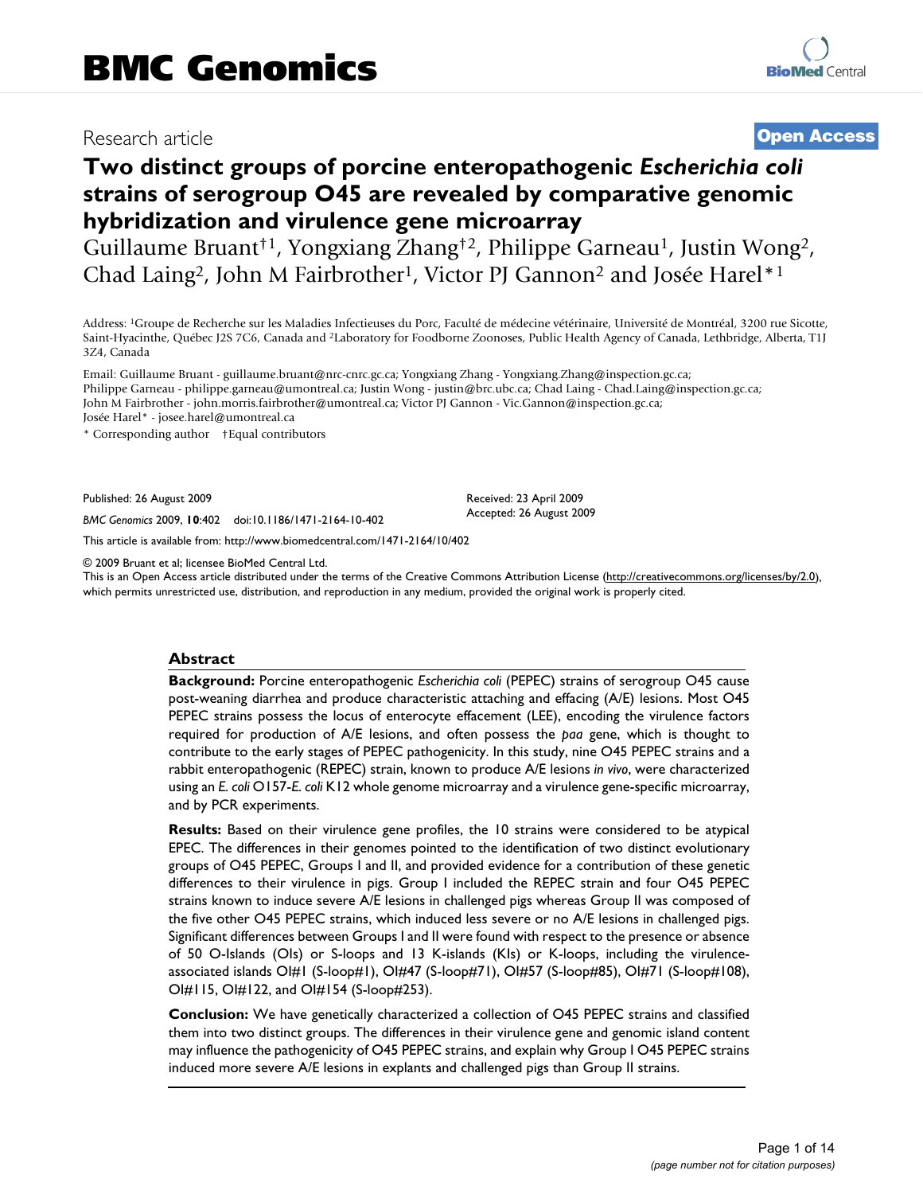# BMC Genomics

Research article

**Open Access**

# Two distinct groups of porcine enteropathogenic *Escherichia coli* strains of serogroup O45 are revealed by comparative genomic hybridization and virulence gene microarray

Guillaume Bruant†[1], Yongxiang Zhang†[2], Philippe Garneau[1], Justin Wong[2], Chad Laing[2], John M Fairbrother[1], Victor PJ Gannon[2] and Josée Harel*[1]

Address: [1]Groupe de Recherche sur les Maladies Infectieuses du Porc, Faculté de médecine vétérinaire, Université de Montréal, 3200 rue Sicotte, Saint-Hyacinthe, Québec J2S 7C6, Canada and [2]Laboratory for Foodborne Zoonoses, Public Health Agency of Canada, Lethbridge, Alberta, T1J 3Z4, Canada

Email: Guillaume Bruant - guillaume.bruant@nrc-cnrc.gc.ca; Yongxiang Zhang - Yongxiang.Zhang@inspection.gc.ca; Philippe Garneau - philippe.garneau@umontreal.ca; Justin Wong - justin@brc.ubc.ca; Chad Laing - Chad.Laing@inspection.gc.ca; John M Fairbrother - john.morris.fairbrother@umontreal.ca; Victor PJ Gannon - Vic.Gannon@inspection.gc.ca; Josée Harel* - josee.harel@umontreal.ca

\* Corresponding author †Equal contributors

Published: 26 August 2009

*BMC Genomics* 2009, **10**:402 doi:10.1186/1471-2164-10-402

Received: 23 April 2009
Accepted: 26 August 2009

This article is available from: http://www.biomedcentral.com/1471-2164/10/402

© 2009 Bruant et al; licensee BioMed Central Ltd.
This is an Open Access article distributed under the terms of the Creative Commons Attribution License (http://creativecommons.org/licenses/by/2.0), which permits unrestricted use, distribution, and reproduction in any medium, provided the original work is properly cited.

## Abstract

**Background:** Porcine enteropathogenic *Escherichia coli* (PEPEC) strains of serogroup O45 cause post-weaning diarrhea and produce characteristic attaching and effacing (A/E) lesions. Most O45 PEPEC strains possess the locus of enterocyte effacement (LEE), encoding the virulence factors required for production of A/E lesions, and often possess the *paa* gene, which is thought to contribute to the early stages of PEPEC pathogenicity. In this study, nine O45 PEPEC strains and a rabbit enteropathogenic (REPEC) strain, known to produce A/E lesions *in vivo*, were characterized using an *E. coli* O157-*E. coli* K12 whole genome microarray and a virulence gene-specific microarray, and by PCR experiments.

**Results:** Based on their virulence gene profiles, the 10 strains were considered to be atypical EPEC. The differences in their genomes pointed to the identification of two distinct evolutionary groups of O45 PEPEC, Groups I and II, and provided evidence for a contribution of these genetic differences to their virulence in pigs. Group I included the REPEC strain and four O45 PEPEC strains known to induce severe A/E lesions in challenged pigs whereas Group II was composed of the five other O45 PEPEC strains, which induced less severe or no A/E lesions in challenged pigs. Significant differences between Groups I and II were found with respect to the presence or absence of 50 O-Islands (OIs) or S-loops and 13 K-islands (KIs) or K-loops, including the virulence-associated islands OI#1 (S-loop#1), OI#47 (S-loop#71), OI#57 (S-loop#85), OI#71 (S-loop#108), OI#115, OI#122, and OI#154 (S-loop#253).

**Conclusion:** We have genetically characterized a collection of O45 PEPEC strains and classified them into two distinct groups. The differences in their virulence gene and genomic island content may influence the pathogenicity of O45 PEPEC strains, and explain why Group I O45 PEPEC strains induced more severe A/E lesions in explants and challenged pigs than Group II strains.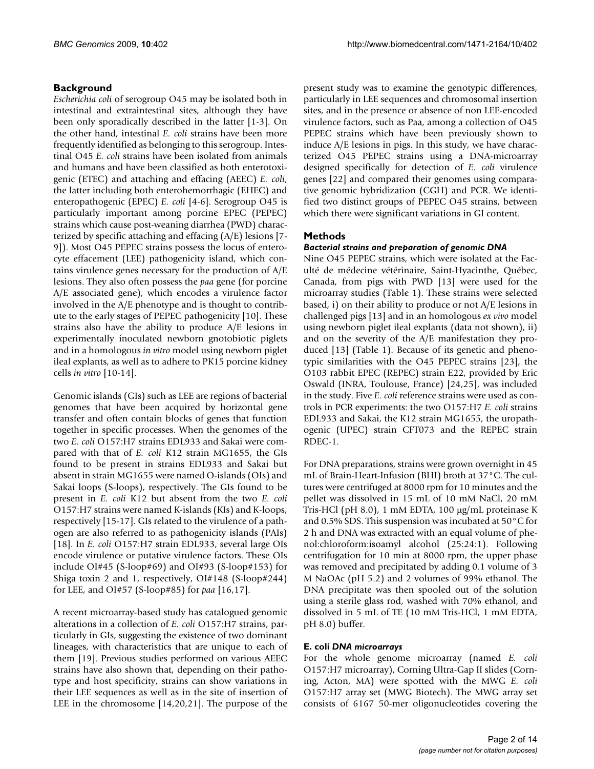## Background

*Escherichia coli* of serogroup O45 may be isolated both in intestinal and extraintestinal sites, although they have been only sporadically described in the latter [1-3]. On the other hand, intestinal *E. coli* strains have been more frequently identified as belonging to this serogroup. Intestinal O45 *E. coli* strains have been isolated from animals and humans and have been classified as both enterotoxigenic (ETEC) and attaching and effacing (AEEC) *E. coli*, the latter including both enterohemorrhagic (EHEC) and enteropathogenic (EPEC) *E. coli* [4-6]. Serogroup O45 is particularly important among porcine EPEC (PEPEC) strains which cause post-weaning diarrhea (PWD) characterized by specific attaching and effacing (A/E) lesions [7-9]). Most O45 PEPEC strains possess the locus of enterocyte effacement (LEE) pathogenicity island, which contains virulence genes necessary for the production of A/E lesions. They also often possess the *paa* gene (for porcine A/E associated gene), which encodes a virulence factor involved in the A/E phenotype and is thought to contribute to the early stages of PEPEC pathogenicity [10]. These strains also have the ability to produce A/E lesions in experimentally inoculated newborn gnotobiotic piglets and in a homologous *in vitro* model using newborn piglet ileal explants, as well as to adhere to PK15 porcine kidney cells *in vitro* [10-14].

Genomic islands (GIs) such as LEE are regions of bacterial genomes that have been acquired by horizontal gene transfer and often contain blocks of genes that function together in specific processes. When the genomes of the two *E. coli* O157:H7 strains EDL933 and Sakai were compared with that of *E. coli* K12 strain MG1655, the GIs found to be present in strains EDL933 and Sakai but absent in strain MG1655 were named O-islands (OIs) and Sakai loops (S-loops), respectively. The GIs found to be present in *E. coli* K12 but absent from the two *E. coli* O157:H7 strains were named K-islands (KIs) and K-loops, respectively [15-17]. GIs related to the virulence of a pathogen are also referred to as pathogenicity islands (PAIs) [18]. In *E. coli* O157:H7 strain EDL933, several large OIs encode virulence or putative virulence factors. These OIs include OI#45 (S-loop#69) and OI#93 (S-loop#153) for Shiga toxin 2 and 1, respectively, OI#148 (S-loop#244) for LEE, and OI#57 (S-loop#85) for *paa* [16,17].

A recent microarray-based study has catalogued genomic alterations in a collection of *E. coli* O157:H7 strains, particularly in GIs, suggesting the existence of two dominant lineages, with characteristics that are unique to each of them [19]. Previous studies performed on various AEEC strains have also shown that, depending on their pathotype and host specificity, strains can show variations in their LEE sequences as well as in the site of insertion of LEE in the chromosome [14,20,21]. The purpose of the present study was to examine the genotypic differences, particularly in LEE sequences and chromosomal insertion sites, and in the presence or absence of non LEE-encoded virulence factors, such as Paa, among a collection of O45 PEPEC strains which have been previously shown to induce A/E lesions in pigs. In this study, we have characterized O45 PEPEC strains using a DNA-microarray designed specifically for detection of *E. coli* virulence genes [22] and compared their genomes using comparative genomic hybridization (CGH) and PCR. We identified two distinct groups of PEPEC O45 strains, between which there were significant variations in GI content.

## Methods

### *Bacterial strains and preparation of genomic DNA*

Nine O45 PEPEC strains, which were isolated at the Faculté de médecine vétérinaire, Saint-Hyacinthe, Québec, Canada, from pigs with PWD [13] were used for the microarray studies (Table 1). These strains were selected based, i) on their ability to produce or not A/E lesions in challenged pigs [13] and in an homologous *ex vivo* model using newborn piglet ileal explants (data not shown), ii) and on the severity of the A/E manifestation they produced [13] (Table 1). Because of its genetic and phenotypic similarities with the O45 PEPEC strains [23], the O103 rabbit EPEC (REPEC) strain E22, provided by Eric Oswald (INRA, Toulouse, France) [24,25], was included in the study. Five *E. coli* reference strains were used as controls in PCR experiments: the two O157:H7 *E. coli* strains EDL933 and Sakai, the K12 strain MG1655, the uropathogenic (UPEC) strain CFT073 and the REPEC strain RDEC-1.

For DNA preparations, strains were grown overnight in 45 mL of Brain-Heart-Infusion (BHI) broth at 37°C. The cultures were centrifuged at 8000 rpm for 10 minutes and the pellet was dissolved in 15 mL of 10 mM NaCl, 20 mM Tris-HCl (pH 8.0), 1 mM EDTA, 100 μg/mL proteinase K and 0.5% SDS. This suspension was incubated at 50°C for 2 h and DNA was extracted with an equal volume of phenol:chloroform:isoamyl alcohol (25:24:1). Following centrifugation for 10 min at 8000 rpm, the upper phase was removed and precipitated by adding 0.1 volume of 3 M NaOAc (pH 5.2) and 2 volumes of 99% ethanol. The DNA precipitate was then spooled out of the solution using a sterile glass rod, washed with 70% ethanol, and dissolved in 5 mL of TE (10 mM Tris-HCl, 1 mM EDTA, pH 8.0) buffer.

### E. coli *DNA microarrays*

For the whole genome microarray (named *E. coli* O157:H7 microarray), Corning Ultra-Gap II slides (Corning, Acton, MA) were spotted with the MWG *E. coli* O157:H7 array set (MWG Biotech). The MWG array set consists of 6167 50-mer oligonucleotides covering the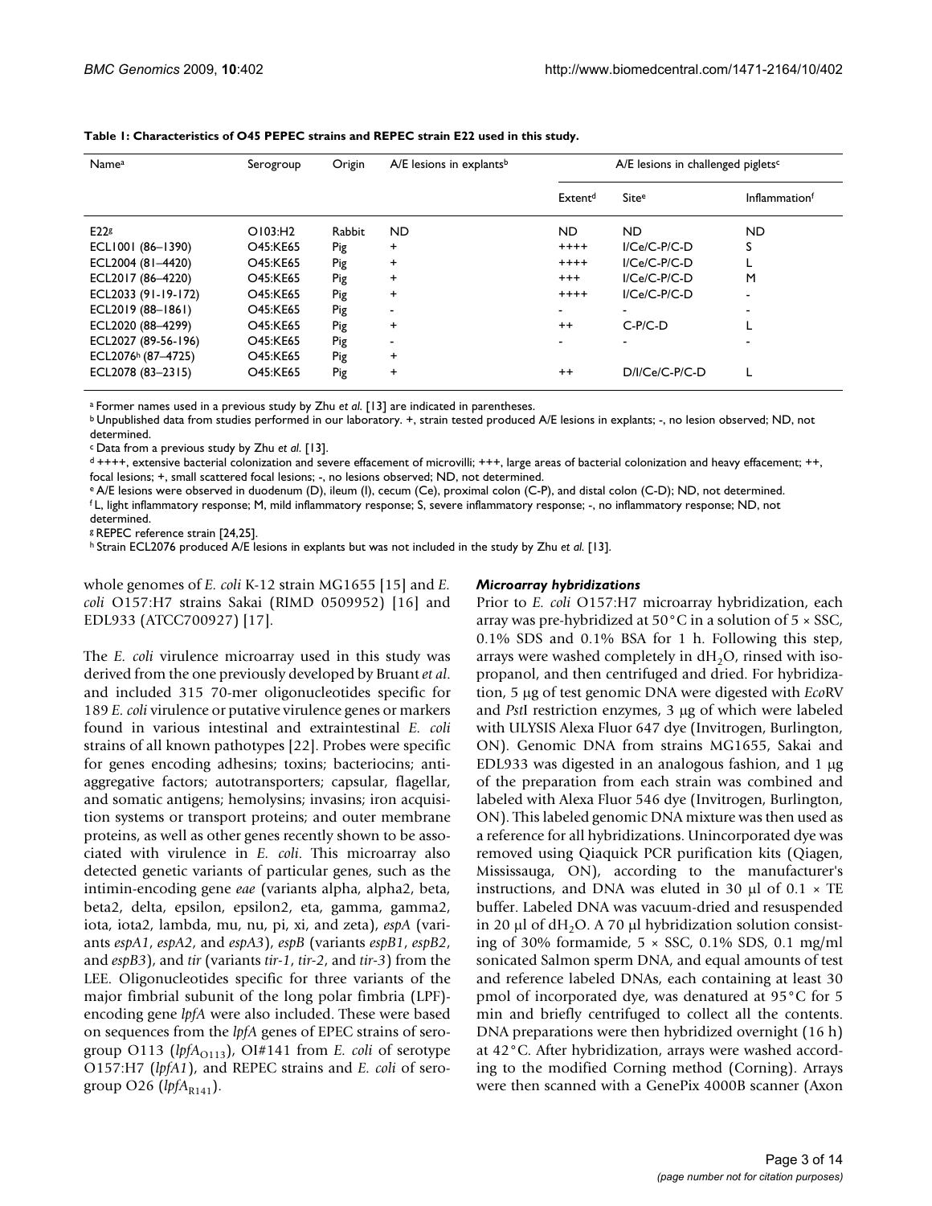**Table 1: Characteristics of O45 PEPEC strains and REPEC strain E22 used in this study.**

| Name[a] | Serogroup | Origin | A/E lesions in explants[b] | A/E lesions in challenged piglets[c] | | |
|---|---|---|---|---|---|---|
| | | | | Extent[d] | Site[e] | Inflammation[f] |
| E22[g] | O103:H2 | Rabbit | ND | ND | ND | ND |
| ECL1001 (86–1390) | O45:KE65 | Pig | + | ++++ | I/Ce/C-P/C-D | S |
| ECL2004 (81–4420) | O45:KE65 | Pig | + | ++++ | I/Ce/C-P/C-D | L |
| ECL2017 (86–4220) | O45:KE65 | Pig | + | +++ | I/Ce/C-P/C-D | M |
| ECL2033 (91-19-172) | O45:KE65 | Pig | + | ++++ | I/Ce/C-P/C-D | - |
| ECL2019 (88–1861) | O45:KE65 | Pig | - | - | - | - |
| ECL2020 (88–4299) | O45:KE65 | Pig | + | ++ | C-P/C-D | L |
| ECL2027 (89-56-196) | O45:KE65 | Pig | - | - | - | - |
| ECL2076[h] (87–4725) | O45:KE65 | Pig | + | | | |
| ECL2078 (83–2315) | O45:KE65 | Pig | + | ++ | D/I/Ce/C-P/C-D | L |

[a] Former names used in a previous study by Zhu *et al.* [13] are indicated in parentheses.
[b] Unpublished data from studies performed in our laboratory. +, strain tested produced A/E lesions in explants; -, no lesion observed; ND, not determined.
[c] Data from a previous study by Zhu *et al.* [13].
[d] ++++, extensive bacterial colonization and severe effacement of microvilli; +++, large areas of bacterial colonization and heavy effacement; ++, focal lesions; +, small scattered focal lesions; -, no lesions observed; ND, not determined.
[e] A/E lesions were observed in duodenum (D), ileum (I), cecum (Ce), proximal colon (C-P), and distal colon (C-D); ND, not determined.
[f] L, light inflammatory response; M, mild inflammatory response; S, severe inflammatory response; -, no inflammatory response; ND, not determined.
[g] REPEC reference strain [24,25].
[h] Strain ECL2076 produced A/E lesions in explants but was not included in the study by Zhu *et al.* [13].

whole genomes of *E. coli* K-12 strain MG1655 [15] and *E. coli* O157:H7 strains Sakai (RIMD 0509952) [16] and EDL933 (ATCC700927) [17].

The *E. coli* virulence microarray used in this study was derived from the one previously developed by Bruant *et al.* and included 315 70-mer oligonucleotides specific for 189 *E. coli* virulence or putative virulence genes or markers found in various intestinal and extraintestinal *E. coli* strains of all known pathotypes [22]. Probes were specific for genes encoding adhesins; toxins; bacteriocins; anti-aggregative factors; autotransporters; capsular, flagellar, and somatic antigens; hemolysins; invasins; iron acquisition systems or transport proteins; and outer membrane proteins, as well as other genes recently shown to be associated with virulence in *E. coli*. This microarray also detected genetic variants of particular genes, such as the intimin-encoding gene *eae* (variants alpha, alpha2, beta, beta2, delta, epsilon, epsilon2, eta, gamma, gamma2, iota, iota2, lambda, mu, nu, pi, xi, and zeta), *espA* (variants *espA1*, *espA2*, and *espA3*), *espB* (variants *espB1*, *espB2*, and *espB3*), and *tir* (variants *tir-1*, *tir-2*, and *tir-3*) from the LEE. Oligonucleotides specific for three variants of the major fimbrial subunit of the long polar fimbria (LPF)-encoding gene *lpfA* were also included. These were based on sequences from the *lpfA* genes of EPEC strains of serogroup O113 ($lpfA_{O113}$), OI#141 from *E. coli* of serotype O157:H7 (*lpfA1*), and REPEC strains and *E. coli* of serogroup O26 ($lpfA_{R141}$).

### *Microarray hybridizations*

Prior to *E. coli* O157:H7 microarray hybridization, each array was pre-hybridized at 50°C in a solution of 5 × SSC, 0.1% SDS and 0.1% BSA for 1 h. Following this step, arrays were washed completely in $dH_2O$, rinsed with isopropanol, and then centrifuged and dried. For hybridization, 5 μg of test genomic DNA were digested with *Eco*RV and *Pst*I restriction enzymes, 3 μg of which were labeled with ULYSIS Alexa Fluor 647 dye (Invitrogen, Burlington, ON). Genomic DNA from strains MG1655, Sakai and EDL933 was digested in an analogous fashion, and 1 μg of the preparation from each strain was combined and labeled with Alexa Fluor 546 dye (Invitrogen, Burlington, ON). This labeled genomic DNA mixture was then used as a reference for all hybridizations. Unincorporated dye was removed using Qiaquick PCR purification kits (Qiagen, Mississauga, ON), according to the manufacturer's instructions, and DNA was eluted in 30 μl of 0.1 × TE buffer. Labeled DNA was vacuum-dried and resuspended in 20 μl of $dH_2O$. A 70 μl hybridization solution consisting of 30% formamide, 5 × SSC, 0.1% SDS, 0.1 mg/ml sonicated Salmon sperm DNA, and equal amounts of test and reference labeled DNAs, each containing at least 30 pmol of incorporated dye, was denatured at 95°C for 5 min and briefly centrifuged to collect all the contents. DNA preparations were then hybridized overnight (16 h) at 42°C. After hybridization, arrays were washed according to the modified Corning method (Corning). Arrays were then scanned with a GenePix 4000B scanner (Axon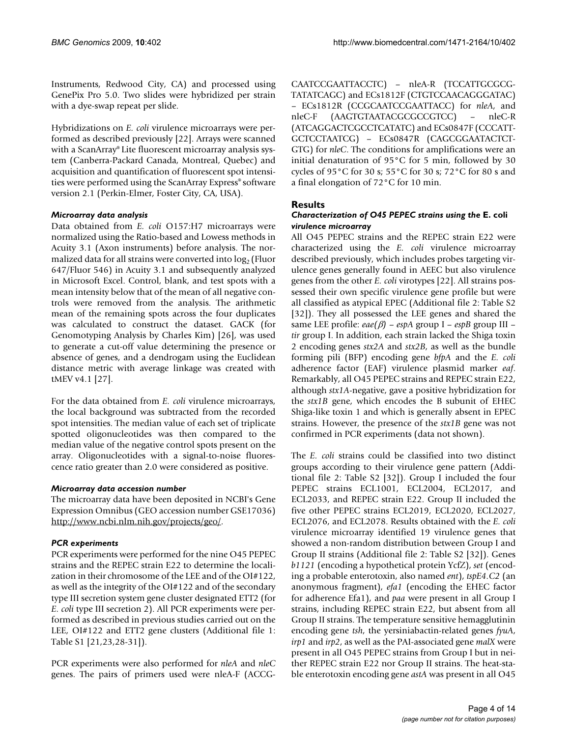Instruments, Redwood City, CA) and processed using GenePix Pro 5.0. Two slides were hybridized per strain with a dye-swap repeat per slide.

Hybridizations on *E. coli* virulence microarrays were performed as described previously [22]. Arrays were scanned with a ScanArray® Lite fluorescent microarray analysis system (Canberra-Packard Canada, Montreal, Quebec) and acquisition and quantification of fluorescent spot intensities were performed using the ScanArray Express® software version 2.1 (Perkin-Elmer, Foster City, CA, USA).

### *Microarray data analysis*

Data obtained from *E. coli* O157:H7 microarrays were normalized using the Ratio-based and Lowess methods in Acuity 3.1 (Axon instruments) before analysis. The normalized data for all strains were converted into $\log_2$ (Fluor 647/Fluor 546) in Acuity 3.1 and subsequently analyzed in Microsoft Excel. Control, blank, and test spots with a mean intensity below that of the mean of all negative controls were removed from the analysis. The arithmetic mean of the remaining spots across the four duplicates was calculated to construct the dataset. GACK (for Genomotyping Analysis by Charles Kim) [26], was used to generate a cut-off value determining the presence or absence of genes, and a dendrogam using the Euclidean distance metric with average linkage was created with tMEV v4.1 [27].

For the data obtained from *E. coli* virulence microarrays, the local background was subtracted from the recorded spot intensities. The median value of each set of triplicate spotted oligonucleotides was then compared to the median value of the negative control spots present on the array. Oligonucleotides with a signal-to-noise fluorescence ratio greater than 2.0 were considered as positive.

### *Microarray data accession number*

The microarray data have been deposited in NCBI's Gene Expression Omnibus (GEO accession number GSE17036) http://www.ncbi.nlm.nih.gov/projects/geo/.

### *PCR experiments*

PCR experiments were performed for the nine O45 PEPEC strains and the REPEC strain E22 to determine the localization in their chromosome of the LEE and of the OI#122, as well as the integrity of the OI#122 and of the secondary type III secretion system gene cluster designated ETT2 (for *E. coli* type III secretion 2). All PCR experiments were performed as described in previous studies carried out on the LEE, OI#122 and ETT2 gene clusters (Additional file 1: Table S1 [21,23,28-31]).

PCR experiments were also performed for *nleA* and *nleC* genes. The pairs of primers used were nleA-F (ACCGCAATCCGAATTACCTC) – nleA-R (TCCATTGCGCGTATATCAGC) and ECs1812F (CTGTCCAACAGGGATAC) – ECs1812R (CCGCAATCCGAATTACC) for *nleA*, and nleC-F (AAGTGTAATACGCGCCGTCC) – nleC-R (ATCAGGACTCGCCTCATATC) and ECs0847F (CCCATTGCTCCTAATCG) – ECs0847R (CAGCGGAATACTCTGTG) for *nleC*. The conditions for amplifications were an initial denaturation of 95°C for 5 min, followed by 30 cycles of 95°C for 30 s; 55°C for 30 s; 72°C for 80 s and a final elongation of 72°C for 10 min.

## Results

### *Characterization of O45 PEPEC strains using the* E. coli *virulence microarray*

All O45 PEPEC strains and the REPEC strain E22 were characterized using the *E. coli* virulence microarray described previously, which includes probes targeting virulence genes generally found in AEEC but also virulence genes from the other *E. coli* virotypes [22]. All strains possessed their own specific virulence gene profile but were all classified as atypical EPEC (Additional file 2: Table S2 [32]). They all possessed the LEE genes and shared the same LEE profile: *eae(β)* – *espA* group I – *espB* group III – *tir* group I. In addition, each strain lacked the Shiga toxin 2 encoding genes *stx2A* and *stx2B*, as well as the bundle forming pili (BFP) encoding gene *bfpA* and the *E. coli* adherence factor (EAF) virulence plasmid marker *eaf*. Remarkably, all O45 PEPEC strains and REPEC strain E22, although *stx1A*-negative, gave a positive hybridization for the *stx1B* gene, which encodes the B subunit of EHEC Shiga-like toxin 1 and which is generally absent in EPEC strains. However, the presence of the *stx1B* gene was not confirmed in PCR experiments (data not shown).

The *E. coli* strains could be classified into two distinct groups according to their virulence gene pattern (Additional file 2: Table S2 [32]). Group I included the four PEPEC strains ECL1001, ECL2004, ECL2017, and ECL2033, and REPEC strain E22. Group II included the five other PEPEC strains ECL2019, ECL2020, ECL2027, ECL2076, and ECL2078. Results obtained with the *E. coli* virulence microarray identified 19 virulence genes that showed a non-random distribution between Group I and Group II strains (Additional file 2: Table S2 [32]). Genes *b1121* (encoding a hypothetical protein YcfZ), *set* (encoding a probable enterotoxin, also named *ent*), *tspE4.C2* (an anonymous fragment), *efa1* (encoding the EHEC factor for adherence Efa1), and *paa* were present in all Group I strains, including REPEC strain E22, but absent from all Group II strains. The temperature sensitive hemagglutinin encoding gene *tsh*, the yersiniabactin-related genes *fyuA*, *irp1* and *irp2*, as well as the PAI-associated gene *malX* were present in all O45 PEPEC strains from Group I but in neither REPEC strain E22 nor Group II strains. The heat-stable enterotoxin encoding gene *astA* was present in all O45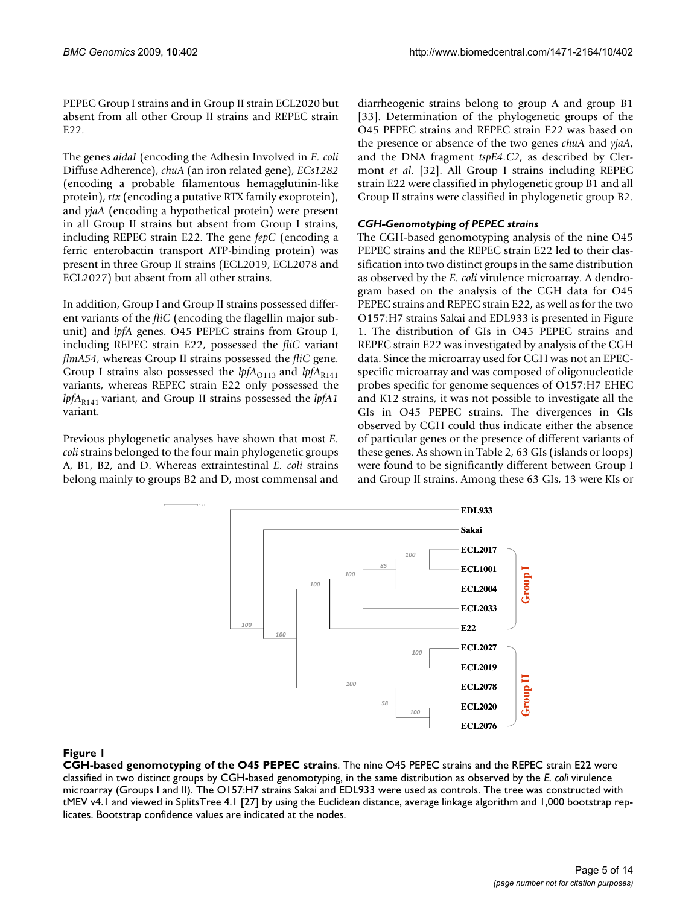PEPEC Group I strains and in Group II strain ECL2020 but absent from all other Group II strains and REPEC strain E22.

The genes *aidaI* (encoding the Adhesin Involved in *E. coli* Diffuse Adherence), *chuA* (an iron related gene), *ECs1282* (encoding a probable filamentous hemagglutinin-like protein), *rtx* (encoding a putative RTX family exoprotein), and *yjaA* (encoding a hypothetical protein) were present in all Group II strains, including REPEC strain E22. The gene *fepC* (encoding a ferric enterobactin transport ATP-binding protein) was present in three Group II strains (ECL2019, ECL2078 and ECL2027) but absent from all other strains.

In addition, Group I and Group II strains possessed different variants of the *fliC* (encoding the flagellin major subunit) and *lpfA* genes. O45 PEPEC strains from Group I, including REPEC strain E22, possessed the *fliC* variant *flmA54*, whereas Group II strains possessed the *fliC* gene. Group I strains also possessed the $lpfA_{O113}$ and $lpfA_{R141}$ variants, whereas REPEC strain E22 only possessed the $lpfA_{R141}$ variant, and Group II strains possessed the *lpfA1* variant.

Previous phylogenetic analyses have shown that most *E. coli* strains belonged to the four main phylogenetic groups A, B1, B2, and D. Whereas extraintestinal *E. coli* strains belong mainly to groups B2 and D, most commensal and diarrheogenic strains belong to group A and group B1 [33]. Determination of the phylogenetic groups of the O45 PEPEC strains and REPEC strain E22 was based on the presence or absence of the two genes *chuA* and *yjaA*, and the DNA fragment *tspE4.C2*, as described by Clermont *et al.* [32]. All Group I strains including REPEC strain E22 were classified in phylogenetic group B1 and all Group II strains were classified in phylogenetic group B2.

### *CGH-Genomotyping of PEPEC strains*

The CGH-based genomotyping analysis of the nine O45 PEPEC strains and the REPEC strain E22 led to their classification into two distinct groups in the same distribution as observed by the *E. coli* virulence microarray. A dendrogram based on the analysis of the CGH data for O45 PEPEC strains and REPEC strain E22, as well as for the two O157:H7 strains Sakai and EDL933 is presented in Figure 1. The distribution of GIs in O45 PEPEC strains and REPEC strain E22 was investigated by analysis of the CGH data. Since the microarray used for CGH was not an EPEC-specific microarray and was composed of oligonucleotide probes specific for genome sequences of O157:H7 EHEC and K12 strains, it was not possible to investigate all the GIs in O45 PEPEC strains. The divergences in GIs observed by CGH could thus indicate either the absence of particular genes or the presence of different variants of these genes. As shown in Table 2, 63 GIs (islands or loops) were found to be significantly different between Group I and Group II strains. Among these 63 GIs, 13 were KIs or

**Figure 1**

**CGH-based genomotyping of the O45 PEPEC strains**. The nine O45 PEPEC strains and the REPEC strain E22 were classified in two distinct groups by CGH-based genomotyping, in the same distribution as observed by the *E. coli* virulence microarray (Groups I and II). The O157:H7 strains Sakai and EDL933 were used as controls. The tree was constructed with tMEV v4.1 and viewed in SplitsTree 4.1 [27] by using the Euclidean distance, average linkage algorithm and 1,000 bootstrap replicates. Bootstrap confidence values are indicated at the nodes.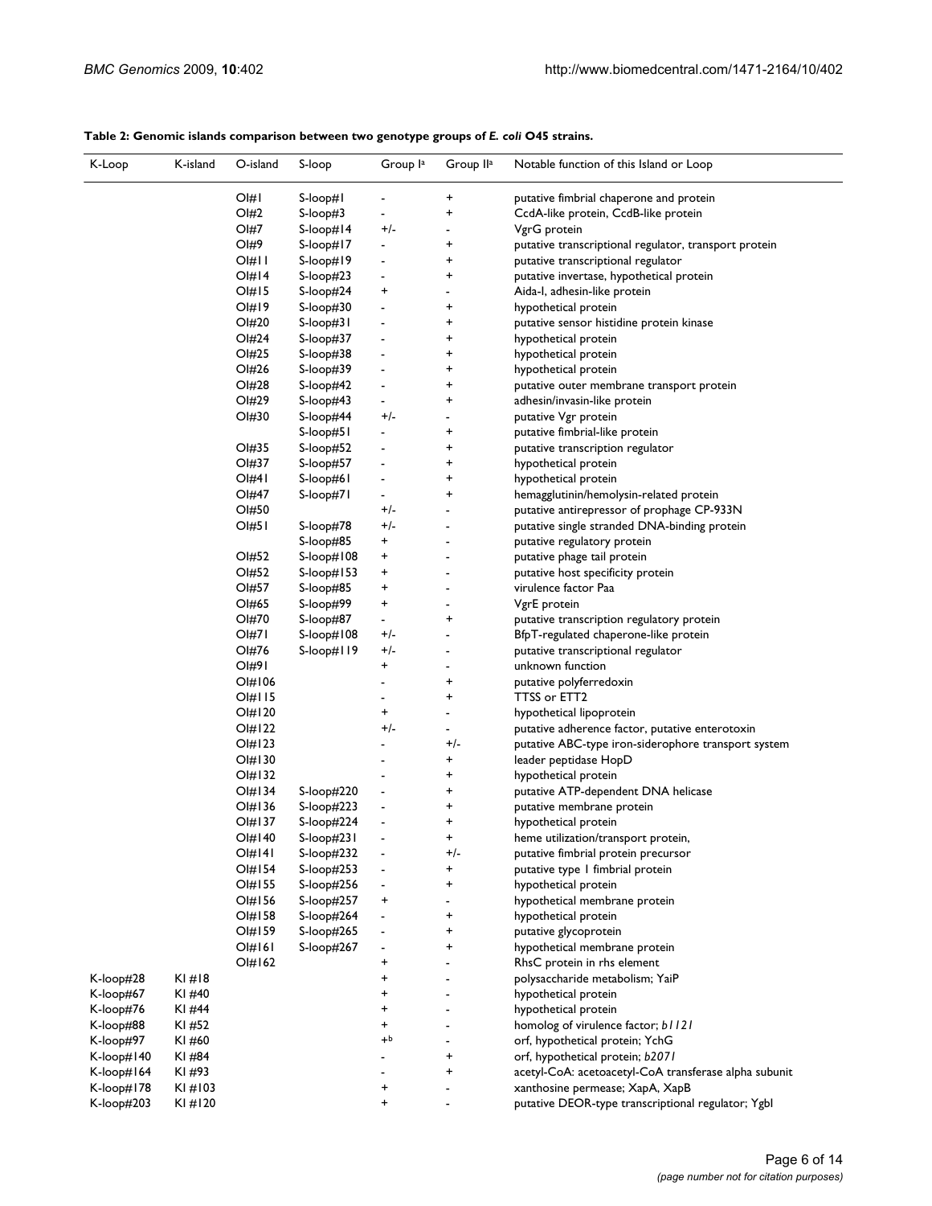**Table 2: Genomic islands comparison between two genotype groups of *E. coli* O45 strains.**

| K-Loop | K-island | O-island | S-loop | Group I[a] | Group II[a] | Notable function of this Island or Loop |
|---|---|---|---|---|---|---|
| | | OI#1 | S-loop#1 | - | + | putative fimbrial chaperone and protein |
| | | OI#2 | S-loop#3 | - | + | CcdA-like protein, CcdB-like protein |
| | | OI#7 | S-loop#14 | +/- | - | VgrG protein |
| | | OI#9 | S-loop#17 | - | + | putative transcriptional regulator, transport protein |
| | | OI#11 | S-loop#19 | - | + | putative transcriptional regulator |
| | | OI#14 | S-loop#23 | - | + | putative invertase, hypothetical protein |
| | | OI#15 | S-loop#24 | + | - | Aida-I, adhesin-like protein |
| | | OI#19 | S-loop#30 | - | + | hypothetical protein |
| | | OI#20 | S-loop#31 | - | + | putative sensor histidine protein kinase |
| | | OI#24 | S-loop#37 | - | + | hypothetical protein |
| | | OI#25 | S-loop#38 | - | + | hypothetical protein |
| | | OI#26 | S-loop#39 | - | + | hypothetical protein |
| | | OI#28 | S-loop#42 | - | + | putative outer membrane transport protein |
| | | OI#29 | S-loop#43 | - | + | adhesin/invasin-like protein |
| | | OI#30 | S-loop#44 | +/- | - | putative Vgr protein |
| | | | S-loop#51 | - | + | putative fimbrial-like protein |
| | | OI#35 | S-loop#52 | - | + | putative transcription regulator |
| | | OI#37 | S-loop#57 | - | + | hypothetical protein |
| | | OI#41 | S-loop#61 | - | + | hypothetical protein |
| | | OI#47 | S-loop#71 | - | + | hemagglutinin/hemolysin-related protein |
| | | OI#50 | | +/- | - | putative antirepressor of prophage CP-933N |
| | | OI#51 | S-loop#78 | +/- | - | putative single stranded DNA-binding protein |
| | | | S-loop#85 | + | - | putative regulatory protein |
| | | OI#52 | S-loop#108 | + | - | putative phage tail protein |
| | | OI#52 | S-loop#153 | + | - | putative host specificity protein |
| | | OI#57 | S-loop#85 | + | - | virulence factor Paa |
| | | OI#65 | S-loop#99 | + | - | VgrE protein |
| | | OI#70 | S-loop#87 | - | + | putative transcription regulatory protein |
| | | OI#71 | S-loop#108 | +/- | - | BfpT-regulated chaperone-like protein |
| | | OI#76 | S-loop#119 | +/- | - | putative transcriptional regulator |
| | | OI#91 | | + | - | unknown function |
| | | OI#106 | | - | + | putative polyferredoxin |
| | | OI#115 | | - | + | TTSS or ETT2 |
| | | OI#120 | | + | - | hypothetical lipoprotein |
| | | OI#122 | | +/- | - | putative adherence factor, putative enterotoxin |
| | | OI#123 | | - | +/- | putative ABC-type iron-siderophore transport system |
| | | OI#130 | | - | + | leader peptidase HopD |
| | | OI#132 | | - | + | hypothetical protein |
| | | OI#134 | S-loop#220 | - | + | putative ATP-dependent DNA helicase |
| | | OI#136 | S-loop#223 | - | + | putative membrane protein |
| | | OI#137 | S-loop#224 | - | + | hypothetical protein |
| | | OI#140 | S-loop#231 | - | + | heme utilization/transport protein, |
| | | OI#141 | S-loop#232 | - | +/- | putative fimbrial protein precursor |
| | | OI#154 | S-loop#253 | - | + | putative type 1 fimbrial protein |
| | | OI#155 | S-loop#256 | - | + | hypothetical protein |
| | | OI#156 | S-loop#257 | + | - | hypothetical membrane protein |
| | | OI#158 | S-loop#264 | - | + | hypothetical protein |
| | | OI#159 | S-loop#265 | - | + | putative glycoprotein |
| | | OI#161 | S-loop#267 | - | + | hypothetical membrane protein |
| | | OI#162 | | + | - | RhsC protein in rhs element |
| K-loop#28 | KI #18 | | | + | - | polysaccharide metabolism; YaiP |
| K-loop#67 | KI #40 | | | + | - | hypothetical protein |
| K-loop#76 | KI #44 | | | + | - | hypothetical protein |
| K-loop#88 | KI #52 | | | + | - | homolog of virulence factor; *b1121* |
| K-loop#97 | KI #60 | | | +[b] | - | orf, hypothetical protein; YchG |
| K-loop#140 | KI #84 | | | - | + | orf, hypothetical protein; *b2071* |
| K-loop#164 | KI #93 | | | - | + | acetyl-CoA: acetoacetyl-CoA transferase alpha subunit |
| K-loop#178 | KI #103 | | | + | - | xanthosine permease; XapA, XapB |
| K-loop#203 | KI #120 | | | + | - | putative DEOR-type transcriptional regulator; YgbI |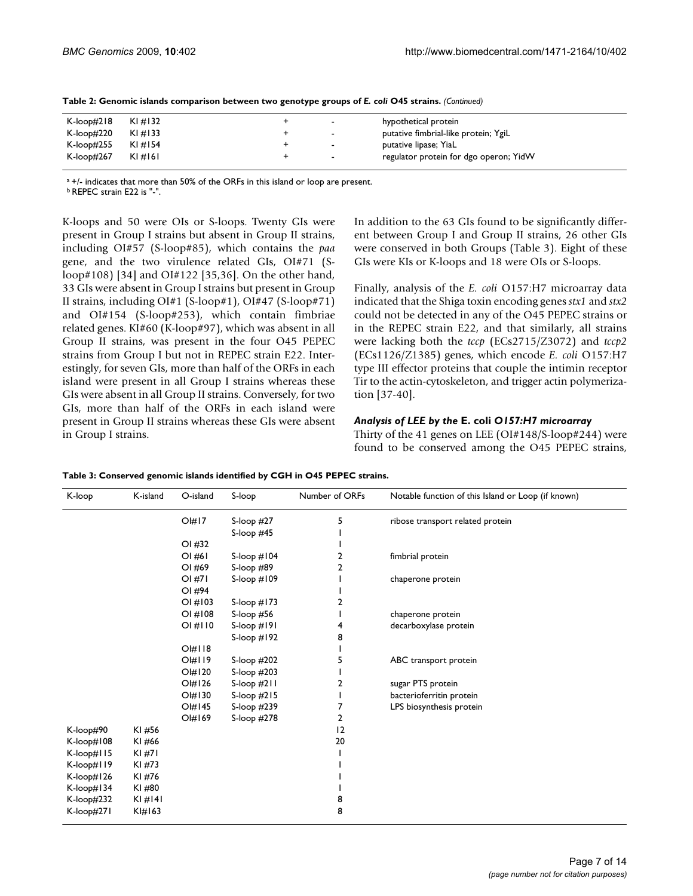**Table 2: Genomic islands comparison between two genotype groups of *E. coli* O45 strains.** *(Continued)*

| | | | | |
|---|---|---|---|---|
| K-loop#218 | KI #132 | + | - | hypothetical protein |
| K-loop#220 | KI #133 | + | - | putative fimbrial-like protein; YgiL |
| K-loop#255 | KI #154 | + | - | putative lipase; YiaL |
| K-loop#267 | KI #161 | + | - | regulator protein for dgo operon; YidW |

[a] +/- indicates that more than 50% of the ORFs in this island or loop are present.
[b] REPEC strain E22 is "-".

K-loops and 50 were OIs or S-loops. Twenty GIs were present in Group I strains but absent in Group II strains, including OI#57 (S-loop#85), which contains the *paa* gene, and the two virulence related GIs, OI#71 (S-loop#108) [34] and OI#122 [35,36]. On the other hand, 33 GIs were absent in Group I strains but present in Group II strains, including OI#1 (S-loop#1), OI#47 (S-loop#71) and OI#154 (S-loop#253), which contain fimbriae related genes. KI#60 (K-loop#97), which was absent in all Group II strains, was present in the four O45 PEPEC strains from Group I but not in REPEC strain E22. Interestingly, for seven GIs, more than half of the ORFs in each island were present in all Group I strains whereas these GIs were absent in all Group II strains. Conversely, for two GIs, more than half of the ORFs in each island were present in Group II strains whereas these GIs were absent in Group I strains.

In addition to the 63 GIs found to be significantly different between Group I and Group II strains, 26 other GIs were conserved in both Groups (Table 3). Eight of these GIs were KIs or K-loops and 18 were OIs or S-loops.

Finally, analysis of the *E. coli* O157:H7 microarray data indicated that the Shiga toxin encoding genes *stx1* and *stx2* could not be detected in any of the O45 PEPEC strains or in the REPEC strain E22, and that similarly, all strains were lacking both the *tccp* (ECs2715/Z3072) and *tccp2* (ECs1126/Z1385) genes, which encode *E. coli* O157:H7 type III effector proteins that couple the intimin receptor Tir to the actin-cytoskeleton, and trigger actin polymerization [37-40].

### *Analysis of LEE by the* E. coli *O157:H7 microarray*

Thirty of the 41 genes on LEE (OI#148/S-loop#244) were found to be conserved among the O45 PEPEC strains,

**Table 3: Conserved genomic islands identified by CGH in O45 PEPEC strains.**

| K-loop | K-island | O-island | S-loop | Number of ORFs | Notable function of this Island or Loop (if known) |
|---|---|---|---|---|---|
| | | OI#17 | S-loop #27 | 5 | ribose transport related protein |
| | | | S-loop #45 | 1 | |
| | | OI #32 | | 1 | |
| | | OI #61 | S-loop #104 | 2 | fimbrial protein |
| | | OI #69 | S-loop #89 | 2 | |
| | | OI #71 | S-loop #109 | 1 | chaperone protein |
| | | OI #94 | | 1 | |
| | | OI #103 | S-loop #173 | 2 | |
| | | OI #108 | S-loop #56 | 1 | chaperone protein |
| | | OI #110 | S-loop #191 | 4 | decarboxylase protein |
| | | | S-loop #192 | 8 | |
| | | OI#118 | | 1 | |
| | | OI#119 | S-loop #202 | 5 | ABC transport protein |
| | | OI#120 | S-loop #203 | 1 | |
| | | OI#126 | S-loop #211 | 2 | sugar PTS protein |
| | | OI#130 | S-loop #215 | 1 | bacterioferritin protein |
| | | OI#145 | S-loop #239 | 7 | LPS biosynthesis protein |
| | | OI#169 | S-loop #278 | 2 | |
| K-loop#90 | KI #56 | | | 12 | |
| K-loop#108 | KI #66 | | | 20 | |
| K-loop#115 | KI #71 | | | 1 | |
| K-loop#119 | KI #73 | | | 1 | |
| K-loop#126 | KI #76 | | | 1 | |
| K-loop#134 | KI #80 | | | 1 | |
| K-loop#232 | KI #141 | | | 8 | |
| K-loop#271 | KI#163 | | | 8 | |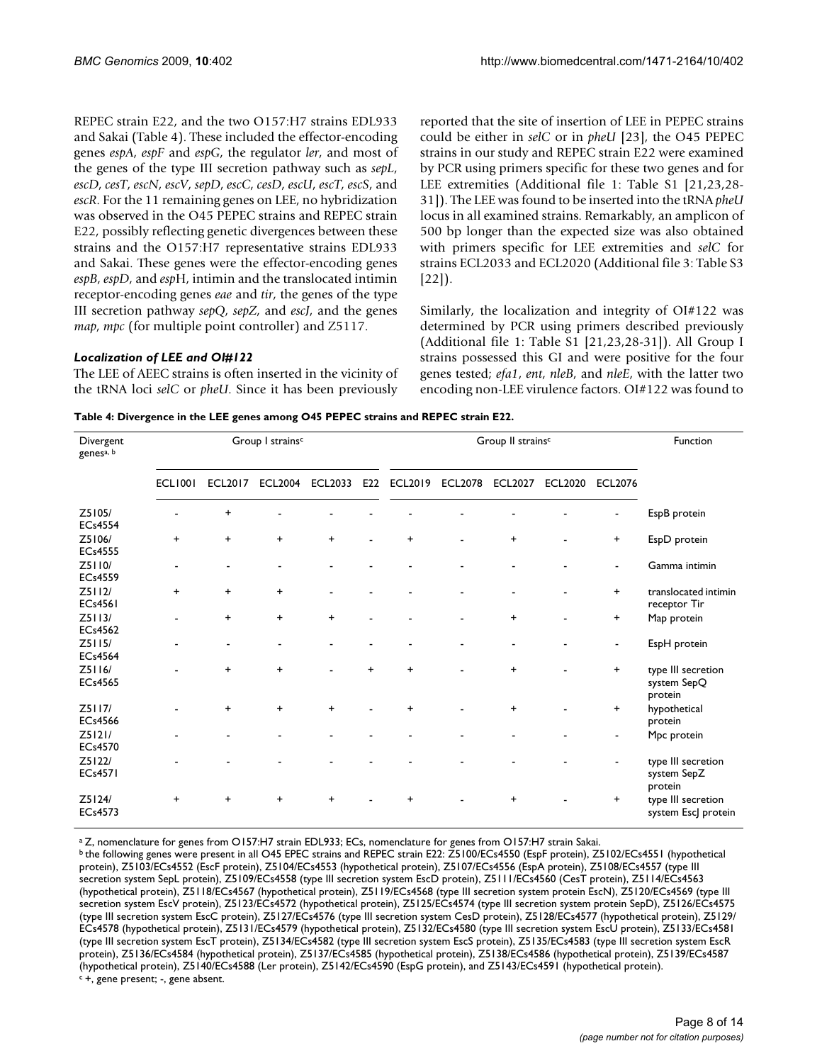REPEC strain E22, and the two O157:H7 strains EDL933 and Sakai (Table 4). These included the effector-encoding genes *espA*, *espF* and *espG*, the regulator *ler*, and most of the genes of the type III secretion pathway such as *sepL*, *escD*, *cesT*, *escN*, *escV*, *sepD*, *escC*, *cesD*, *escU*, *escT*, *escS*, and *escR*. For the 11 remaining genes on LEE, no hybridization was observed in the O45 PEPEC strains and REPEC strain E22, possibly reflecting genetic divergences between these strains and the O157:H7 representative strains EDL933 and Sakai. These genes were the effector-encoding genes *espB*, *espD*, and *espH*, intimin and the translocated intimin receptor-encoding genes *eae* and *tir*, the genes of the type III secretion pathway *sepQ*, *sepZ*, and *escJ*, and the genes *map*, *mpc* (for multiple point controller) and Z5117.

### *Localization of LEE and OI#122*

The LEE of AEEC strains is often inserted in the vicinity of the tRNA loci *selC* or *pheU*. Since it has been previously reported that the site of insertion of LEE in PEPEC strains could be either in *selC* or in *pheU* [23], the O45 PEPEC strains in our study and REPEC strain E22 were examined by PCR using primers specific for these two genes and for LEE extremities (Additional file 1: Table S1 [21,23,28-31]). The LEE was found to be inserted into the tRNA *pheU* locus in all examined strains. Remarkably, an amplicon of 500 bp longer than the expected size was also obtained with primers specific for LEE extremities and *selC* for strains ECL2033 and ECL2020 (Additional file 3: Table S3 [22]).

Similarly, the localization and integrity of OI#122 was determined by PCR using primers described previously (Additional file 1: Table S1 [21,23,28-31]). All Group I strains possessed this GI and were positive for the four genes tested; *efa1*, *ent*, *nleB*, and *nleE*, with the latter two encoding non-LEE virulence factors. OI#122 was found to

**Table 4: Divergence in the LEE genes among O45 PEPEC strains and REPEC strain E22.**

| Divergent genes[a, b] | Group I strains[c] | | | | | Group II strains[c] | | | | | Function |
|---|---|---|---|---|---|---|---|---|---|---|---|
| | ECL1001 | ECL2017 | ECL2004 | ECL2033 | E22 | ECL2019 | ECL2078 | ECL2027 | ECL2020 | ECL2076 | |
| Z5105/ ECs4554 | - | + | - | - | - | - | - | - | - | - | EspB protein |
| Z5106/ ECs4555 | + | + | + | + | - | + | - | + | - | + | EspD protein |
| Z5110/ ECs4559 | - | - | - | - | - | - | - | - | - | - | Gamma intimin |
| Z5112/ ECs4561 | + | + | + | - | - | - | - | - | - | + | translocated intimin receptor Tir |
| Z5113/ ECs4562 | - | + | + | + | - | - | - | + | - | + | Map protein |
| Z5115/ ECs4564 | - | - | - | - | - | - | - | - | - | - | EspH protein |
| Z5116/ ECs4565 | - | + | + | - | + | + | - | + | - | + | type III secretion system SepQ protein |
| Z5117/ ECs4566 | - | + | + | + | - | + | - | + | - | + | hypothetical protein |
| Z5121/ ECs4570 | - | - | - | - | - | - | - | - | - | - | Mpc protein |
| Z5122/ ECs4571 | - | - | - | - | - | - | - | - | - | - | type III secretion system SepZ protein |
| Z5124/ ECs4573 | + | + | + | + | - | + | - | + | - | + | type III secretion system EscJ protein |

[a] Z, nomenclature for genes from O157:H7 strain EDL933; ECs, nomenclature for genes from O157:H7 strain Sakai.
[b] the following genes were present in all O45 EPEC strains and REPEC strain E22: Z5100/ECs4550 (EspF protein), Z5102/ECs4551 (hypothetical protein), Z5103/ECs4552 (EscF protein), Z5104/ECs4553 (hypothetical protein), Z5107/ECs4556 (EspA protein), Z5108/ECs4557 (type III secretion system SepL protein), Z5109/ECs4558 (type III secretion system EscD protein), Z5111/ECs4560 (CesT protein), Z5114/ECs4563 (hypothetical protein), Z5118/ECs4567 (hypothetical protein), Z5119/ECs4568 (type III secretion system protein EscN), Z5120/ECs4569 (type III secretion system EscV protein), Z5123/ECs4572 (hypothetical protein), Z5125/ECs4574 (type III secretion system protein SepD), Z5126/ECs4575 (type III secretion system EscC protein), Z5127/ECs4576 (type III secretion system CesD protein), Z5128/ECs4577 (hypothetical protein), Z5129/ECs4578 (hypothetical protein), Z5131/ECs4579 (hypothetical protein), Z5132/ECs4580 (type III secretion system EscU protein), Z5133/ECs4581 (type III secretion system EscT protein), Z5134/ECs4582 (type III secretion system EscS protein), Z5135/ECs4583 (type III secretion system EscR protein), Z5136/ECs4584 (hypothetical protein), Z5137/ECs4585 (hypothetical protein), Z5138/ECs4586 (hypothetical protein), Z5139/ECs4587 (hypothetical protein), Z5140/ECs4588 (Ler protein), Z5142/ECs4590 (EspG protein), and Z5143/ECs4591 (hypothetical protein).
[c] +, gene present; -, gene absent.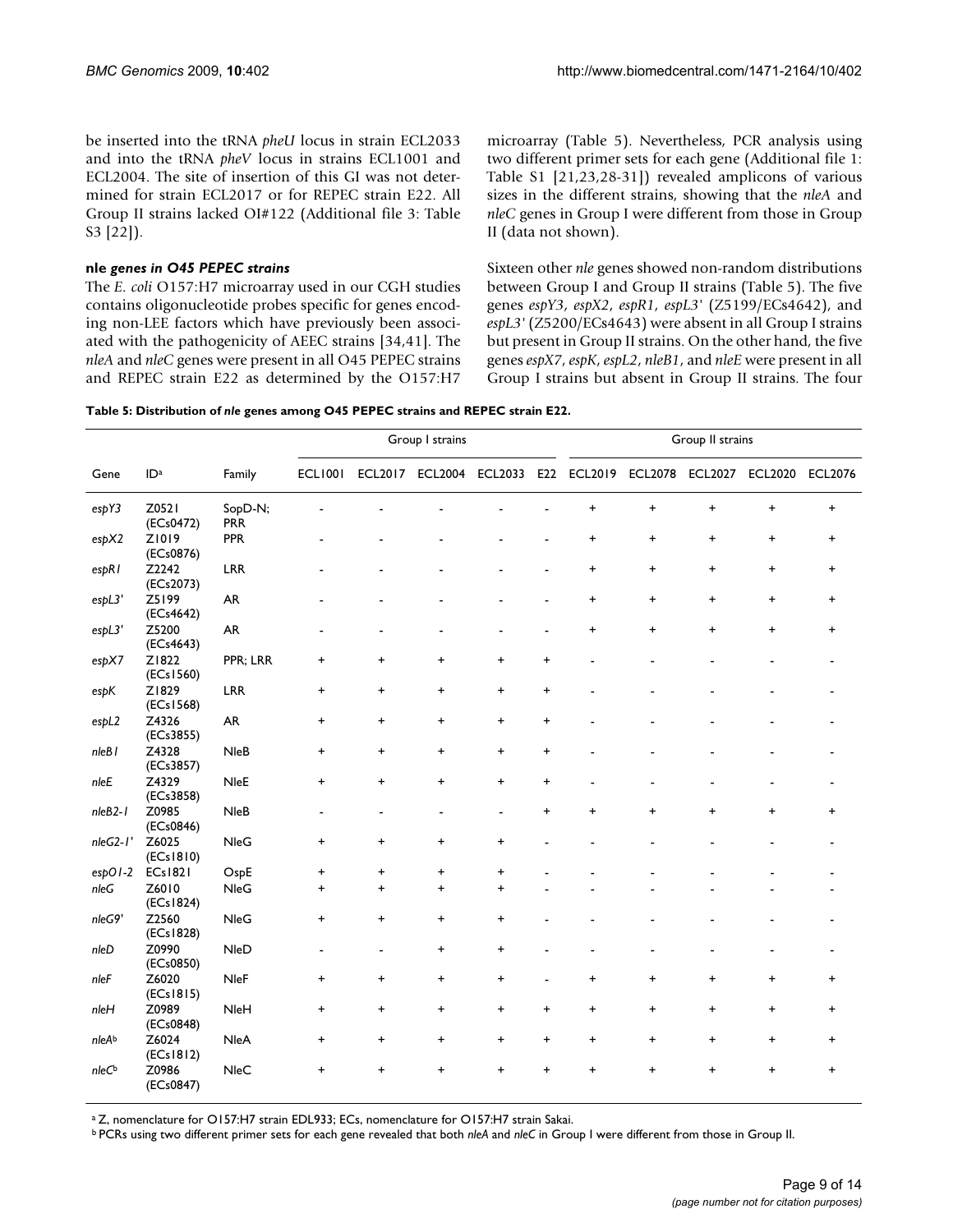be inserted into the tRNA *pheU* locus in strain ECL2033 and into the tRNA *pheV* locus in strains ECL1001 and ECL2004. The site of insertion of this GI was not determined for strain ECL2017 or for REPEC strain E22. All Group II strains lacked OI#122 (Additional file 3: Table S3 [22]).

### nle genes in O45 PEPEC strains

The *E. coli* O157:H7 microarray used in our CGH studies contains oligonucleotide probes specific for genes encoding non-LEE factors which have previously been associated with the pathogenicity of AEEC strains [34,41]. The *nleA* and *nleC* genes were present in all O45 PEPEC strains and REPEC strain E22 as determined by the O157:H7 microarray (Table 5). Nevertheless, PCR analysis using two different primer sets for each gene (Additional file 1: Table S1 [21,23,28-31]) revealed amplicons of various sizes in the different strains, showing that the *nleA* and *nleC* genes in Group I were different from those in Group II (data not shown).

Sixteen other *nle* genes showed non-random distributions between Group I and Group II strains (Table 5). The five genes *espY3*, *espX2*, *espR1*, *espL3'* (Z5199/ECs4642), and *espL3'* (Z5200/ECs4643) were absent in all Group I strains but present in Group II strains. On the other hand, the five genes *espX7*, *espK*, *espL2*, *nleB1*, and *nleE* were present in all Group I strains but absent in Group II strains. The four

**Table 5: Distribution of *nle* genes among O45 PEPEC strains and REPEC strain E22.**

| | | | Group I strains | | | | | Group II strains | | | | |
|---|---|---|---|---|---|---|---|---|---|---|---|---|
| Gene | ID[a] | Family | ECL1001 | ECL2017 | ECL2004 | ECL2033 | E22 | ECL2019 | ECL2078 | ECL2027 | ECL2020 | ECL2076 |
| *espY3* | Z0521 (ECs0472) | SopD-N; PRR | - | - | - | - | - | + | + | + | + | + |
| *espX2* | Z1019 (ECs0876) | PPR | - | - | - | - | - | + | + | + | + | + |
| *espR1* | Z2242 (ECs2073) | LRR | - | - | - | - | - | + | + | + | + | + |
| *espL3'* | Z5199 (ECs4642) | AR | - | - | - | - | - | + | + | + | + | + |
| *espL3'* | Z5200 (ECs4643) | AR | - | - | - | - | - | + | + | + | + | + |
| *espX7* | Z1822 (ECs1560) | PPR; LRR | + | + | + | + | + | - | - | - | - | - |
| *espK* | Z1829 (ECs1568) | LRR | + | + | + | + | + | - | - | - | - | - |
| *espL2* | Z4326 (ECs3855) | AR | + | + | + | + | + | - | - | - | - | - |
| *nleB1* | Z4328 (ECs3857) | NleB | + | + | + | + | + | - | - | - | - | - |
| *nleE* | Z4329 (ECs3858) | NleE | + | + | + | + | + | - | - | - | - | - |
| *nleB2-1* | Z0985 (ECs0846) | NleB | - | - | - | - | + | + | + | + | + | + |
| *nleG2-1'* | Z6025 (ECs1810) | NleG | + | + | + | + | - | - | - | - | - | - |
| *espO1-2* | ECs1821 | OspE | + | + | + | + | - | - | - | - | - | - |
| *nleG* | Z6010 (ECs1824) | NleG | + | + | + | + | - | - | - | - | - | - |
| *nleG9'* | Z2560 (ECs1828) | NleG | + | + | + | + | - | - | - | - | - | - |
| *nleD* | Z0990 (ECs0850) | NleD | - | - | + | + | - | - | - | - | - | - |
| *nleF* | Z6020 (ECs1815) | NleF | + | + | + | + | - | + | + | + | + | + |
| *nleH* | Z0989 (ECs0848) | NleH | + | + | + | + | + | + | + | + | + | + |
| *nleA*[b] | Z6024 (ECs1812) | NleA | + | + | + | + | + | + | + | + | + | + |
| *nleC*[b] | Z0986 (ECs0847) | NleC | + | + | + | + | + | + | + | + | + | + |

[a] Z, nomenclature for O157:H7 strain EDL933; ECs, nomenclature for O157:H7 strain Sakai.

[b] PCRs using two different primer sets for each gene revealed that both *nleA* and *nleC* in Group I were different from those in Group II.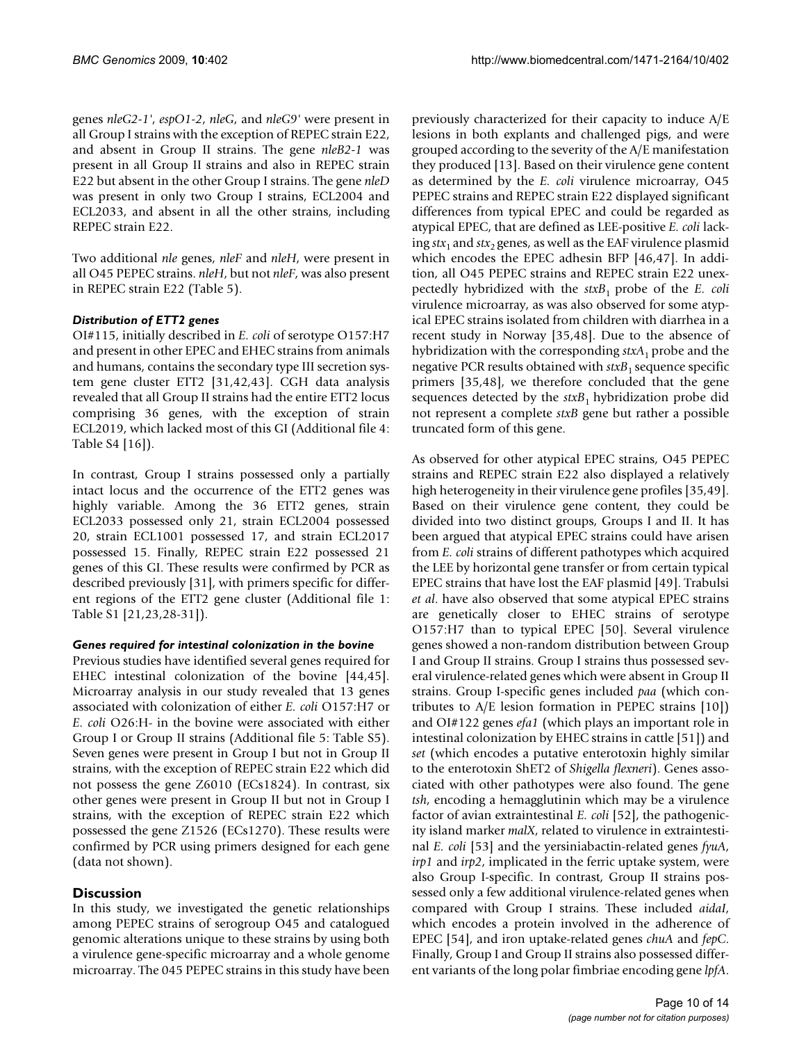genes *nleG2-1'*, *espO1-2*, *nleG*, and *nleG9'* were present in all Group I strains with the exception of REPEC strain E22, and absent in Group II strains. The gene *nleB2-1* was present in all Group II strains and also in REPEC strain E22 but absent in the other Group I strains. The gene *nleD* was present in only two Group I strains, ECL2004 and ECL2033, and absent in all the other strains, including REPEC strain E22.

Two additional *nle* genes, *nleF* and *nleH*, were present in all O45 PEPEC strains. *nleH*, but not *nleF*, was also present in REPEC strain E22 (Table 5).

#### *Distribution of ETT2 genes*

OI#115, initially described in *E. coli* of serotype O157:H7 and present in other EPEC and EHEC strains from animals and humans, contains the secondary type III secretion system gene cluster ETT2 [31,42,43]. CGH data analysis revealed that all Group II strains had the entire ETT2 locus comprising 36 genes, with the exception of strain ECL2019, which lacked most of this GI (Additional file 4: Table S4 [16]).

In contrast, Group I strains possessed only a partially intact locus and the occurrence of the ETT2 genes was highly variable. Among the 36 ETT2 genes, strain ECL2033 possessed only 21, strain ECL2004 possessed 20, strain ECL1001 possessed 17, and strain ECL2017 possessed 15. Finally, REPEC strain E22 possessed 21 genes of this GI. These results were confirmed by PCR as described previously [31], with primers specific for different regions of the ETT2 gene cluster (Additional file 1: Table S1 [21,23,28-31]).

#### *Genes required for intestinal colonization in the bovine*

Previous studies have identified several genes required for EHEC intestinal colonization of the bovine [44,45]. Microarray analysis in our study revealed that 13 genes associated with colonization of either *E. coli* O157:H7 or *E. coli* O26:H- in the bovine were associated with either Group I or Group II strains (Additional file 5: Table S5). Seven genes were present in Group I but not in Group II strains, with the exception of REPEC strain E22 which did not possess the gene Z6010 (ECs1824). In contrast, six other genes were present in Group II but not in Group I strains, with the exception of REPEC strain E22 which possessed the gene Z1526 (ECs1270). These results were confirmed by PCR using primers designed for each gene (data not shown).

## Discussion

In this study, we investigated the genetic relationships among PEPEC strains of serogroup O45 and catalogued genomic alterations unique to these strains by using both a virulence gene-specific microarray and a whole genome microarray. The 045 PEPEC strains in this study have been previously characterized for their capacity to induce A/E lesions in both explants and challenged pigs, and were grouped according to the severity of the A/E manifestation they produced [13]. Based on their virulence gene content as determined by the *E. coli* virulence microarray, O45 PEPEC strains and REPEC strain E22 displayed significant differences from typical EPEC and could be regarded as atypical EPEC, that are defined as LEE-positive *E. coli* lacking $stx_1$ and $stx_2$ genes, as well as the EAF virulence plasmid which encodes the EPEC adhesin BFP [46,47]. In addition, all O45 PEPEC strains and REPEC strain E22 unexpectedly hybridized with the $stxB_1$ probe of the *E. coli* virulence microarray, as was also observed for some atypical EPEC strains isolated from children with diarrhea in a recent study in Norway [35,48]. Due to the absence of hybridization with the corresponding $stxA_1$ probe and the negative PCR results obtained with $stxB_1$ sequence specific primers [35,48], we therefore concluded that the gene sequences detected by the $stxB_1$ hybridization probe did not represent a complete *stxB* gene but rather a possible truncated form of this gene.

As observed for other atypical EPEC strains, O45 PEPEC strains and REPEC strain E22 also displayed a relatively high heterogeneity in their virulence gene profiles [35,49]. Based on their virulence gene content, they could be divided into two distinct groups, Groups I and II. It has been argued that atypical EPEC strains could have arisen from *E. coli* strains of different pathotypes which acquired the LEE by horizontal gene transfer or from certain typical EPEC strains that have lost the EAF plasmid [49]. Trabulsi *et al*. have also observed that some atypical EPEC strains are genetically closer to EHEC strains of serotype O157:H7 than to typical EPEC [50]. Several virulence genes showed a non-random distribution between Group I and Group II strains. Group I strains thus possessed several virulence-related genes which were absent in Group II strains. Group I-specific genes included *paa* (which contributes to A/E lesion formation in PEPEC strains [10]) and OI#122 genes *efa1* (which plays an important role in intestinal colonization by EHEC strains in cattle [51]) and *set* (which encodes a putative enterotoxin highly similar to the enterotoxin ShET2 of *Shigella flexneri*). Genes associated with other pathotypes were also found. The gene *tsh*, encoding a hemagglutinin which may be a virulence factor of avian extraintestinal *E. coli* [52], the pathogenicity island marker *malX*, related to virulence in extraintestinal *E. coli* [53] and the yersiniabactin-related genes *fyuA*, *irp1* and *irp2*, implicated in the ferric uptake system, were also Group I-specific. In contrast, Group II strains possessed only a few additional virulence-related genes when compared with Group I strains. These included *aidaI*, which encodes a protein involved in the adherence of EPEC [54], and iron uptake-related genes *chuA* and *fepC*. Finally, Group I and Group II strains also possessed different variants of the long polar fimbriae encoding gene *lpfA*.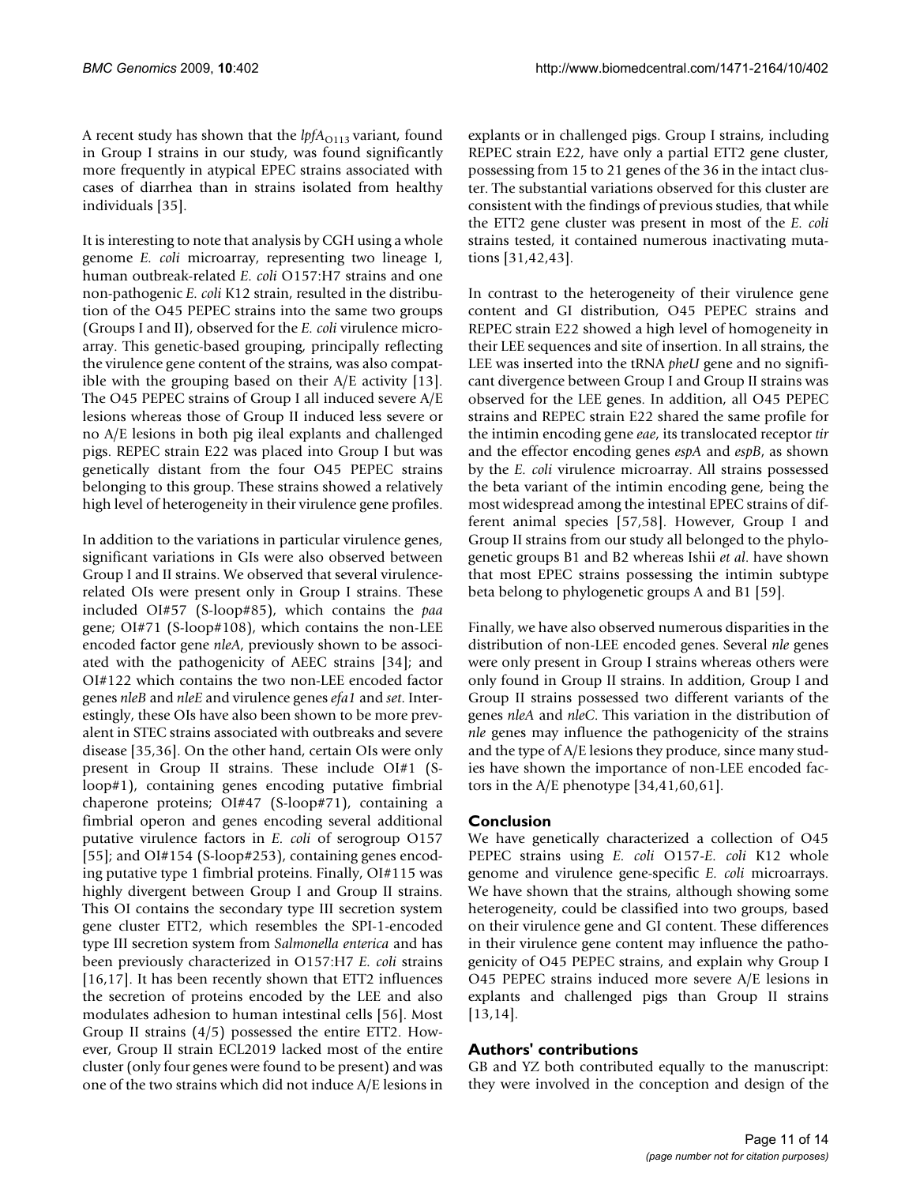A recent study has shown that the *lpfA*$_{O113}$ variant, found in Group I strains in our study, was found significantly more frequently in atypical EPEC strains associated with cases of diarrhea than in strains isolated from healthy individuals [35].

It is interesting to note that analysis by CGH using a whole genome *E. coli* microarray, representing two lineage I, human outbreak-related *E. coli* O157:H7 strains and one non-pathogenic *E. coli* K12 strain, resulted in the distribution of the O45 PEPEC strains into the same two groups (Groups I and II), observed for the *E. coli* virulence microarray. This genetic-based grouping, principally reflecting the virulence gene content of the strains, was also compatible with the grouping based on their A/E activity [13]. The O45 PEPEC strains of Group I all induced severe A/E lesions whereas those of Group II induced less severe or no A/E lesions in both pig ileal explants and challenged pigs. REPEC strain E22 was placed into Group I but was genetically distant from the four O45 PEPEC strains belonging to this group. These strains showed a relatively high level of heterogeneity in their virulence gene profiles.

In addition to the variations in particular virulence genes, significant variations in GIs were also observed between Group I and II strains. We observed that several virulence-related OIs were present only in Group I strains. These included OI#57 (S-loop#85), which contains the *paa* gene; OI#71 (S-loop#108), which contains the non-LEE encoded factor gene *nleA*, previously shown to be associated with the pathogenicity of AEEC strains [34]; and OI#122 which contains the two non-LEE encoded factor genes *nleB* and *nleE* and virulence genes *efa1* and *set*. Interestingly, these OIs have also been shown to be more prevalent in STEC strains associated with outbreaks and severe disease [35,36]. On the other hand, certain OIs were only present in Group II strains. These include OI#1 (S-loop#1), containing genes encoding putative fimbrial chaperone proteins; OI#47 (S-loop#71), containing a fimbrial operon and genes encoding several additional putative virulence factors in *E. coli* of serogroup O157 [55]; and OI#154 (S-loop#253), containing genes encoding putative type 1 fimbrial proteins. Finally, OI#115 was highly divergent between Group I and Group II strains. This OI contains the secondary type III secretion system gene cluster ETT2, which resembles the SPI-1-encoded type III secretion system from *Salmonella enterica* and has been previously characterized in O157:H7 *E. coli* strains [16,17]. It has been recently shown that ETT2 influences the secretion of proteins encoded by the LEE and also modulates adhesion to human intestinal cells [56]. Most Group II strains (4/5) possessed the entire ETT2. However, Group II strain ECL2019 lacked most of the entire cluster (only four genes were found to be present) and was one of the two strains which did not induce A/E lesions in explants or in challenged pigs. Group I strains, including REPEC strain E22, have only a partial ETT2 gene cluster, possessing from 15 to 21 genes of the 36 in the intact cluster. The substantial variations observed for this cluster are consistent with the findings of previous studies, that while the ETT2 gene cluster was present in most of the *E. coli* strains tested, it contained numerous inactivating mutations [31,42,43].

In contrast to the heterogeneity of their virulence gene content and GI distribution, O45 PEPEC strains and REPEC strain E22 showed a high level of homogeneity in their LEE sequences and site of insertion. In all strains, the LEE was inserted into the tRNA *pheU* gene and no significant divergence between Group I and Group II strains was observed for the LEE genes. In addition, all O45 PEPEC strains and REPEC strain E22 shared the same profile for the intimin encoding gene *eae*, its translocated receptor *tir* and the effector encoding genes *espA* and *espB*, as shown by the *E. coli* virulence microarray. All strains possessed the beta variant of the intimin encoding gene, being the most widespread among the intestinal EPEC strains of different animal species [57,58]. However, Group I and Group II strains from our study all belonged to the phylogenetic groups B1 and B2 whereas Ishii *et al*. have shown that most EPEC strains possessing the intimin subtype beta belong to phylogenetic groups A and B1 [59].

Finally, we have also observed numerous disparities in the distribution of non-LEE encoded genes. Several *nle* genes were only present in Group I strains whereas others were only found in Group II strains. In addition, Group I and Group II strains possessed two different variants of the genes *nleA* and *nleC*. This variation in the distribution of *nle* genes may influence the pathogenicity of the strains and the type of A/E lesions they produce, since many studies have shown the importance of non-LEE encoded factors in the A/E phenotype [34,41,60,61].

## Conclusion

We have genetically characterized a collection of O45 PEPEC strains using *E. coli* O157-*E. coli* K12 whole genome and virulence gene-specific *E. coli* microarrays. We have shown that the strains, although showing some heterogeneity, could be classified into two groups, based on their virulence gene and GI content. These differences in their virulence gene content may influence the pathogenicity of O45 PEPEC strains, and explain why Group I O45 PEPEC strains induced more severe A/E lesions in explants and challenged pigs than Group II strains [13,14].

## Authors' contributions

GB and YZ both contributed equally to the manuscript: they were involved in the conception and design of the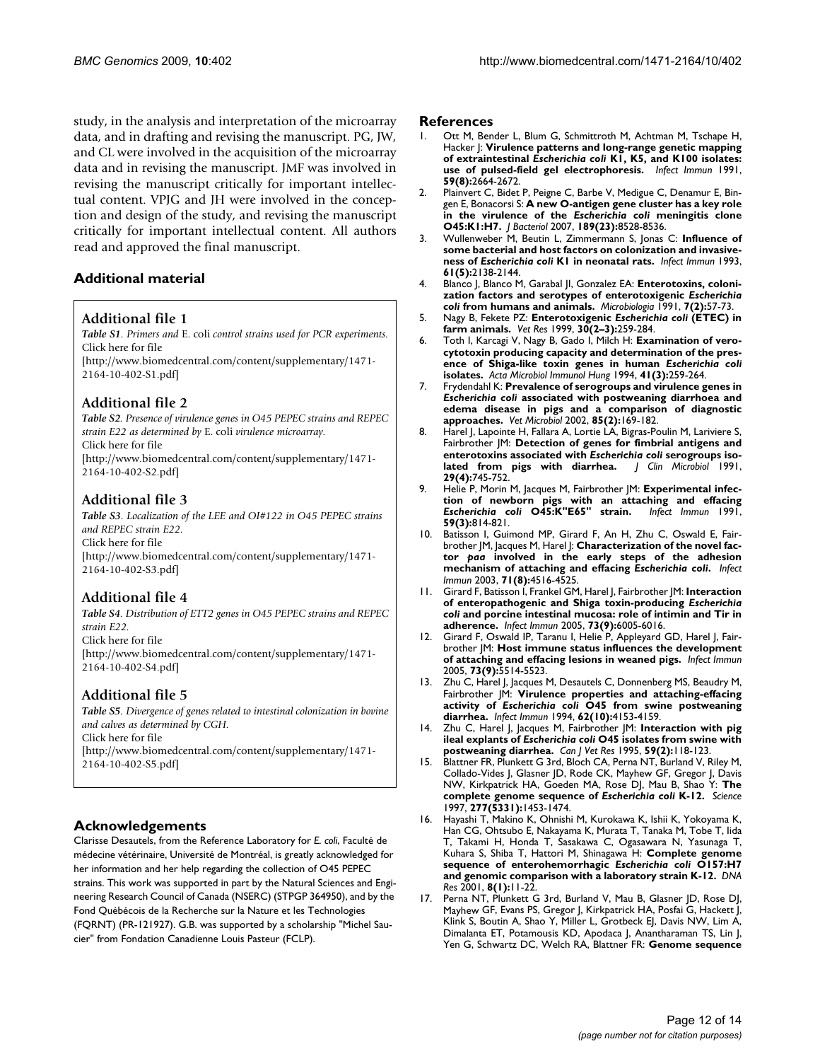study, in the analysis and interpretation of the microarray data, and in drafting and revising the manuscript. PG, JW, and CL were involved in the acquisition of the microarray data and in revising the manuscript. JMF was involved in revising the manuscript critically for important intellectual content. VPJG and JH were involved in the conception and design of the study, and revising the manuscript critically for important intellectual content. All authors read and approved the final manuscript.

## Additional material

### Additional file 1

*Table S1. Primers and* E. coli *control strains used for PCR experiments.*
Click here for file
[http://www.biomedcentral.com/content/supplementary/1471-2164-10-402-S1.pdf]

### Additional file 2

*Table S2. Presence of virulence genes in O45 PEPEC strains and REPEC strain E22 as determined by* E. coli *virulence microarray.*
Click here for file
[http://www.biomedcentral.com/content/supplementary/1471-2164-10-402-S2.pdf]

### Additional file 3

*Table S3. Localization of the LEE and OI#122 in O45 PEPEC strains and REPEC strain E22.*
Click here for file
[http://www.biomedcentral.com/content/supplementary/1471-2164-10-402-S3.pdf]

### Additional file 4

*Table S4. Distribution of ETT2 genes in O45 PEPEC strains and REPEC strain E22.*
Click here for file
[http://www.biomedcentral.com/content/supplementary/1471-2164-10-402-S4.pdf]

### Additional file 5

*Table S5. Divergence of genes related to intestinal colonization in bovine and calves as determined by CGH.*
Click here for file
[http://www.biomedcentral.com/content/supplementary/1471-2164-10-402-S5.pdf]

## Acknowledgements

Clarisse Desautels, from the Reference Laboratory for *E. coli*, Faculté de médecine vétérinaire, Université de Montréal, is greatly acknowledged for her information and her help regarding the collection of O45 PEPEC strains. This work was supported in part by the Natural Sciences and Engineering Research Council of Canada (NSERC) (STPGP 364950), and by the Fond Québécois de la Recherche sur la Nature et les Technologies (FQRNT) (PR-121927). G.B. was supported by a scholarship "Michel Saucier" from Fondation Canadienne Louis Pasteur (FCLP).

## References

1. Ott M, Bender L, Blum G, Schmittroth M, Achtman M, Tschape H, Hacker J: **Virulence patterns and long-range genetic mapping of extraintestinal *Escherichia coli* K1, K5, and K100 isolates: use of pulsed-field gel electrophoresis.** *Infect Immun* 1991, **59(8):**2664-2672.
2. Plainvert C, Bidet P, Peigne C, Barbe V, Medigue C, Denamur E, Bingen E, Bonacorsi S: **A new O-antigen gene cluster has a key role in the virulence of the *Escherichia coli* meningitis clone O45:K1:H7.** *J Bacteriol* 2007, **189(23):**8528-8536.
3. Wullenweber M, Beutin L, Zimmermann S, Jonas C: **Influence of some bacterial and host factors on colonization and invasiveness of *Escherichia coli* K1 in neonatal rats.** *Infect Immun* 1993, **61(5):**2138-2144.
4. Blanco J, Blanco M, Garabal JI, Gonzalez EA: **Enterotoxins, colonization factors and serotypes of enterotoxigenic *Escherichia coli* from humans and animals.** *Microbiologia* 1991, **7(2):**57-73.
5. Nagy B, Fekete PZ: **Enterotoxigenic *Escherichia coli* (ETEC) in farm animals.** *Vet Res* 1999, **30(2–3):**259-284.
6. Toth I, Karcagi V, Nagy B, Gado I, Milch H: **Examination of verocytotoxin producing capacity and determination of the presence of Shiga-like toxin genes in human *Escherichia coli* isolates.** *Acta Microbiol Immunol Hung* 1994, **41(3):**259-264.
7. Frydendahl K: **Prevalence of serogroups and virulence genes in *Escherichia coli* associated with postweaning diarrhoea and edema disease in pigs and a comparison of diagnostic approaches.** *Vet Microbiol* 2002, **85(2):**169-182.
8. Harel J, Lapointe H, Fallara A, Lortie LA, Bigras-Poulin M, Lariviere S, Fairbrother JM: **Detection of genes for fimbrial antigens and enterotoxins associated with *Escherichia coli* serogroups isolated from pigs with diarrhea.** *J Clin Microbiol* 1991, **29(4):**745-752.
9. Helie P, Morin M, Jacques M, Fairbrother JM: **Experimental infection of newborn pigs with an attaching and effacing *Escherichia coli* O45:K"E65" strain.** *Infect Immun* 1991, **59(3):**814-821.
10. Batisson I, Guimond MP, Girard F, An H, Zhu C, Oswald E, Fairbrother JM, Jacques M, Harel J: **Characterization of the novel factor *paa* involved in the early steps of the adhesion mechanism of attaching and effacing *Escherichia coli*.** *Infect Immun* 2003, **71(8):**4516-4525.
11. Girard F, Batisson I, Frankel GM, Harel J, Fairbrother JM: **Interaction of enteropathogenic and Shiga toxin-producing *Escherichia coli* and porcine intestinal mucosa: role of intimin and Tir in adherence.** *Infect Immun* 2005, **73(9):**6005-6016.
12. Girard F, Oswald IP, Taranu I, Helie P, Appleyard GD, Harel J, Fairbrother JM: **Host immune status influences the development of attaching and effacing lesions in weaned pigs.** *Infect Immun* 2005, **73(9):**5514-5523.
13. Zhu C, Harel J, Jacques M, Desautels C, Donnenberg MS, Beaudry M, Fairbrother JM: **Virulence properties and attaching-effacing activity of *Escherichia coli* O45 from swine postweaning diarrhea.** *Infect Immun* 1994, **62(10):**4153-4159.
14. Zhu C, Harel J, Jacques M, Fairbrother JM: **Interaction with pig ileal explants of *Escherichia coli* O45 isolates from swine with postweaning diarrhea.** *Can J Vet Res* 1995, **59(2):**118-123.
15. Blattner FR, Plunkett G 3rd, Bloch CA, Perna NT, Burland V, Riley M, Collado-Vides J, Glasner JD, Rode CK, Mayhew GF, Gregor J, Davis NW, Kirkpatrick HA, Goeden MA, Rose DJ, Mau B, Shao Y: **The complete genome sequence of *Escherichia coli* K-12.** *Science* 1997, **277(5331):**1453-1474.
16. Hayashi T, Makino K, Ohnishi M, Kurokawa K, Ishii K, Yokoyama K, Han CG, Ohtsubo E, Nakayama K, Murata T, Tanaka M, Tobe T, Iida T, Takami H, Honda T, Sasakawa C, Ogasawara N, Yasunaga T, Kuhara S, Shiba T, Hattori M, Shinagawa H: **Complete genome sequence of enterohemorrhagic *Escherichia coli* O157:H7 and genomic comparison with a laboratory strain K-12.** *DNA Res* 2001, **8(1):**11-22.
17. Perna NT, Plunkett G 3rd, Burland V, Mau B, Glasner JD, Rose DJ, Mayhew GF, Evans PS, Gregor J, Kirkpatrick HA, Posfai G, Hackett J, Klink S, Boutin A, Shao Y, Miller L, Grotbeck EJ, Davis NW, Lim A, Dimalanta ET, Potamousis KD, Apodaca J, Anantharaman TS, Lin J, Yen G, Schwartz DC, Welch RA, Blattner FR: **Genome sequence**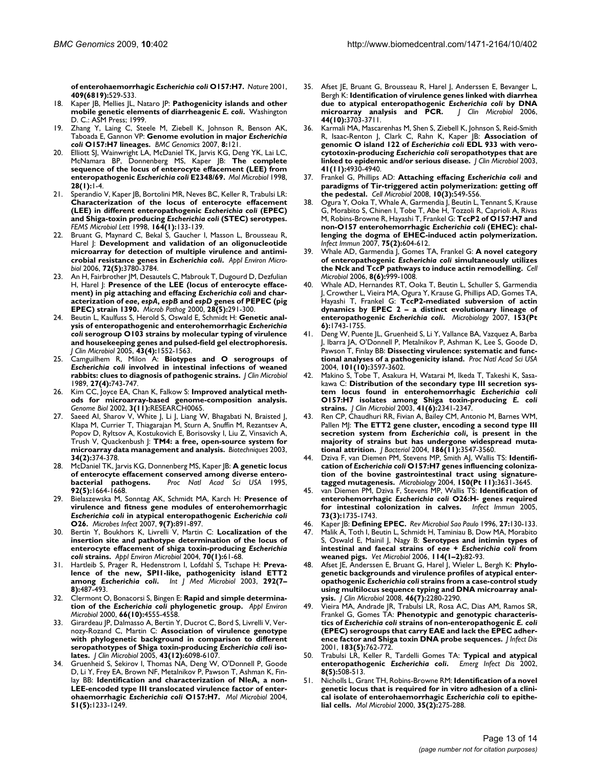**of enterohaemorrhagic *Escherichia coli* O157:H7.** *Nature* 2001, **409(6819):**529-533.

18. Kaper JB, Mellies JL, Nataro JP: **Pathogenicity islands and other mobile genetic elements of diarrheagenic *E. coli*.** Washington D. C.: ASM Press; 1999.
19. Zhang Y, Laing C, Steele M, Ziebell K, Johnson R, Benson AK, Taboada E, Gannon VP: **Genome evolution in major *Escherichia coli* O157:H7 lineages.** *BMC Genomics* 2007, **8:**121.
20. Elliott SJ, Wainwright LA, McDaniel TK, Jarvis KG, Deng YK, Lai LC, McNamara BP, Donnenberg MS, Kaper JB: **The complete sequence of the locus of enterocyte effacement (LEE) from enteropathogenic *Escherichia coli* E2348/69.** *Mol Microbiol* 1998, **28(1):**1-4.
21. Sperandio V, Kaper JB, Bortolini MR, Neves BC, Keller R, Trabulsi LR: **Characterization of the locus of enterocyte effacement (LEE) in different enteropathogenic *Escherichia coli* (EPEC) and Shiga-toxin producing *Escherichia coli* (STEC) serotypes.** *FEMS Microbiol Lett* 1998, **164(1):**133-139.
22. Bruant G, Maynard C, Bekal S, Gaucher I, Masson L, Brousseau R, Harel J: **Development and validation of an oligonucleotide microarray for detection of multiple virulence and antimicrobial resistance genes in *Escherichia coli*.** *Appl Environ Microbiol* 2006, **72(5):**3780-3784.
23. An H, Fairbrother JM, Desautels C, Mabrouk T, Dugourd D, Dezfulian H, Harel J: **Presence of the LEE (locus of enterocyte effacement) in pig attaching and effacing *Escherichia coli* and characterization of *eae*, *espA*, *espB* and *espD* genes of PEPEC (pig EPEC) strain 1390.** *Microb Pathog* 2000, **28(5):**291-300.
24. Beutin L, Kaulfuss S, Herold S, Oswald E, Schmidt H: **Genetic analysis of enteropathogenic and enterohemorrhagic *Escherichia coli* serogroup O103 strains by molecular typing of virulence and housekeeping genes and pulsed-field gel electrophoresis.** *J Clin Microbiol* 2005, **43(4):**1552-1563.
25. Camguilhem R, Milon A: **Biotypes and O serogroups of *Escherichia coli* involved in intestinal infections of weaned rabbits: clues to diagnosis of pathogenic strains.** *J Clin Microbiol* 1989, **27(4):**743-747.
26. Kim CC, Joyce EA, Chan K, Falkow S: **Improved analytical methods for microarray-based genome-composition analysis.** *Genome Biol* 2002, **3(11):**RESEARCH0065.
27. Saeed AI, Sharov V, White J, Li J, Liang W, Bhagabati N, Braisted J, Klapa M, Currier T, Thiagarajan M, Sturn A, Snuffin M, Rezantsev A, Popov D, Ryltsov A, Kostukovich E, Borisovsky I, Liu Z, Vinsavich A, Trush V, Quackenbush J: **TM4: a free, open-source system for microarray data management and analysis.** *Biotechniques* 2003, **34(2):**374-378.
28. McDaniel TK, Jarvis KG, Donnenberg MS, Kaper JB: **A genetic locus of enterocyte effacement conserved among diverse enterobacterial pathogens.** *Proc Natl Acad Sci USA* 1995, **92(5):**1664-1668.
29. Bielaszewska M, Sonntag AK, Schmidt MA, Karch H: **Presence of virulence and fitness gene modules of enterohemorrhagic *Escherichia coli* in atypical enteropathogenic *Escherichia coli* O26.** *Microbes Infect* 2007, **9(7):**891-897.
30. Bertin Y, Boukhors K, Livrelli V, Martin C: **Localization of the insertion site and pathotype determination of the locus of enterocyte effacement of shiga toxin-producing *Escherichia coli* strains.** *Appl Environ Microbiol* 2004, **70(1):**61-68.
31. Hartleib S, Prager R, Hedenstrom I, Lofdahl S, Tschape H: **Prevalence of the new, SPI1-like, pathogenicity island ETT2 among *Escherichia coli*.** *Int J Med Microbiol* 2003, **292(7–8):**487-493.
32. Clermont O, Bonacorsi S, Bingen E: **Rapid and simple determination of the *Escherichia coli* phylogenetic group.** *Appl Environ Microbiol* 2000, **66(10):**4555-4558.
33. Girardeau JP, Dalmasso A, Bertin Y, Ducrot C, Bord S, Livrelli V, Vernozy-Rozand C, Martin C: **Association of virulence genotype with phylogenetic background in comparison to different seropathotypes of Shiga toxin-producing *Escherichia coli* isolates.** *J Clin Microbiol* 2005, **43(12):**6098-6107.
34. Gruenheid S, Sekirov I, Thomas NA, Deng W, O'Donnell P, Goode D, Li Y, Frey EA, Brown NF, Metalnikov P, Pawson T, Ashman K, Finlay BB: **Identification and characterization of NleA, a non-LEE-encoded type III translocated virulence factor of enterohaemorrhagic *Escherichia coli* O157:H7.** *Mol Microbiol* 2004, **51(5):**1233-1249.
35. Afset JE, Bruant G, Brousseau R, Harel J, Anderssen E, Bevanger L, Bergh K: **Identification of virulence genes linked with diarrhea due to atypical enteropathogenic *Escherichia coli* by DNA microarray analysis and PCR.** *J Clin Microbiol* 2006, **44(10):**3703-3711.
36. Karmali MA, Mascarenhas M, Shen S, Ziebell K, Johnson S, Reid-Smith R, Isaac-Renton J, Clark C, Rahn K, Kaper JB: **Association of genomic O island 122 of *Escherichia coli* EDL 933 with verocytotoxin-producing *Escherichia coli* seropathotypes that are linked to epidemic and/or serious disease.** *J Clin Microbiol* 2003, **41(11):**4930-4940.
37. Frankel G, Phillips AD: **Attaching effacing *Escherichia coli* and paradigms of Tir-triggered actin polymerization: getting off the pedestal.** *Cell Microbiol* 2008, **10(3):**549-556.
38. Ogura Y, Ooka T, Whale A, Garmendia J, Beutin L, Tennant S, Krause G, Morabito S, Chinen I, Tobe T, Abe H, Tozzoli R, Caprioli A, Rivas M, Robins-Browne R, Hayashi T, Frankel G: **TccP2 of O157:H7 and non-O157 enterohemorrhagic *Escherichia coli* (EHEC): challenging the dogma of EHEC-induced actin polymerization.** *Infect Immun* 2007, **75(2):**604-612.
39. Whale AD, Garmendia J, Gomes TA, Frankel G: **A novel category of enteropathogenic *Escherichia coli* simultaneously utilizes the Nck and TccP pathways to induce actin remodelling.** *Cell Microbiol* 2006, **8(6):**999-1008.
40. Whale AD, Hernandes RT, Ooka T, Beutin L, Schuller S, Garmendia J, Crowther L, Vieira MA, Ogura Y, Krause G, Phillips AD, Gomes TA, Hayashi T, Frankel G: **TccP2-mediated subversion of actin dynamics by EPEC 2 – a distinct evolutionary lineage of enteropathogenic *Escherichia coli*.** *Microbiology* 2007, **153(Pt 6):**1743-1755.
41. Deng W, Puente JL, Gruenheid S, Li Y, Vallance BA, Vazquez A, Barba J, Ibarra JA, O'Donnell P, Metalnikov P, Ashman K, Lee S, Goode D, Pawson T, Finlay BB: **Dissecting virulence: systematic and functional analyses of a pathogenicity island.** *Proc Natl Acad Sci USA* 2004, **101(10):**3597-3602.
42. Makino S, Tobe T, Asakura H, Watarai M, Ikeda T, Takeshi K, Sasakawa C: **Distribution of the secondary type III secretion system locus found in enterohemorrhagic *Escherichia coli* O157:H7 isolates among Shiga toxin-producing *E. coli* strains.** *J Clin Microbiol* 2003, **41(6):**2341-2347.
43. Ren CP, Chaudhuri RR, Fivian A, Bailey CM, Antonio M, Barnes WM, Pallen MJ: **The ETT2 gene cluster, encoding a second type III secretion system from *Escherichia coli*, is present in the majority of strains but has undergone widespread mutational attrition.** *J Bacteriol* 2004, **186(11):**3547-3560.
44. Dziva F, van Diemen PM, Stevens MP, Smith AJ, Wallis TS: **Identification of *Escherichia coli* O157:H7 genes influencing colonization of the bovine gastrointestinal tract using signature-tagged mutagenesis.** *Microbiology* 2004, **150(Pt 11):**3631-3645.
45. van Diemen PM, Dziva F, Stevens MP, Wallis TS: **Identification of enterohemorrhagic *Escherichia coli* O26:H- genes required for intestinal colonization in calves.** *Infect Immun* 2005, **73(3):**1735-1743.
46. Kaper JB: **Defining EPEC.** *Rev Microbiol Sao Paulo* 1996, **27:**130-133.
47. Malik A, Toth I, Beutin L, Schmidt H, Taminiau B, Dow MA, Morabito S, Oswald E, Mainil J, Nagy B: **Serotypes and intimin types of intestinal and faecal strains of *eae* + *Escherichia coli* from weaned pigs.** *Vet Microbiol* 2006, **114(1–2):**82-93.
48. Afset JE, Anderssen E, Bruant G, Harel J, Wieler L, Bergh K: **Phylogenetic backgrounds and virulence profiles of atypical enteropathogenic *Escherichia coli* strains from a case-control study using multilocus sequence typing and DNA microarray analysis.** *J Clin Microbiol* 2008, **46(7):**2280-2290.
49. Vieira MA, Andrade JR, Trabulsi LR, Rosa AC, Dias AM, Ramos SR, Frankel G, Gomes TA: **Phenotypic and genotypic characteristics of *Escherichia coli* strains of non-enteropathogenic *E. coli* (EPEC) serogroups that carry EAE and lack the EPEC adherence factor and Shiga toxin DNA probe sequences.** *J Infect Dis* 2001, **183(5):**762-772.
50. Trabulsi LR, Keller R, Tardelli Gomes TA: **Typical and atypical enteropathogenic *Escherichia coli*.** *Emerg Infect Dis* 2002, **8(5):**508-513.
51. Nicholls L, Grant TH, Robins-Browne RM: **Identification of a novel genetic locus that is required for in vitro adhesion of a clinical isolate of enterohaemorrhagic *Escherichia coli* to epithelial cells.** *Mol Microbiol* 2000, **35(2):**275-288.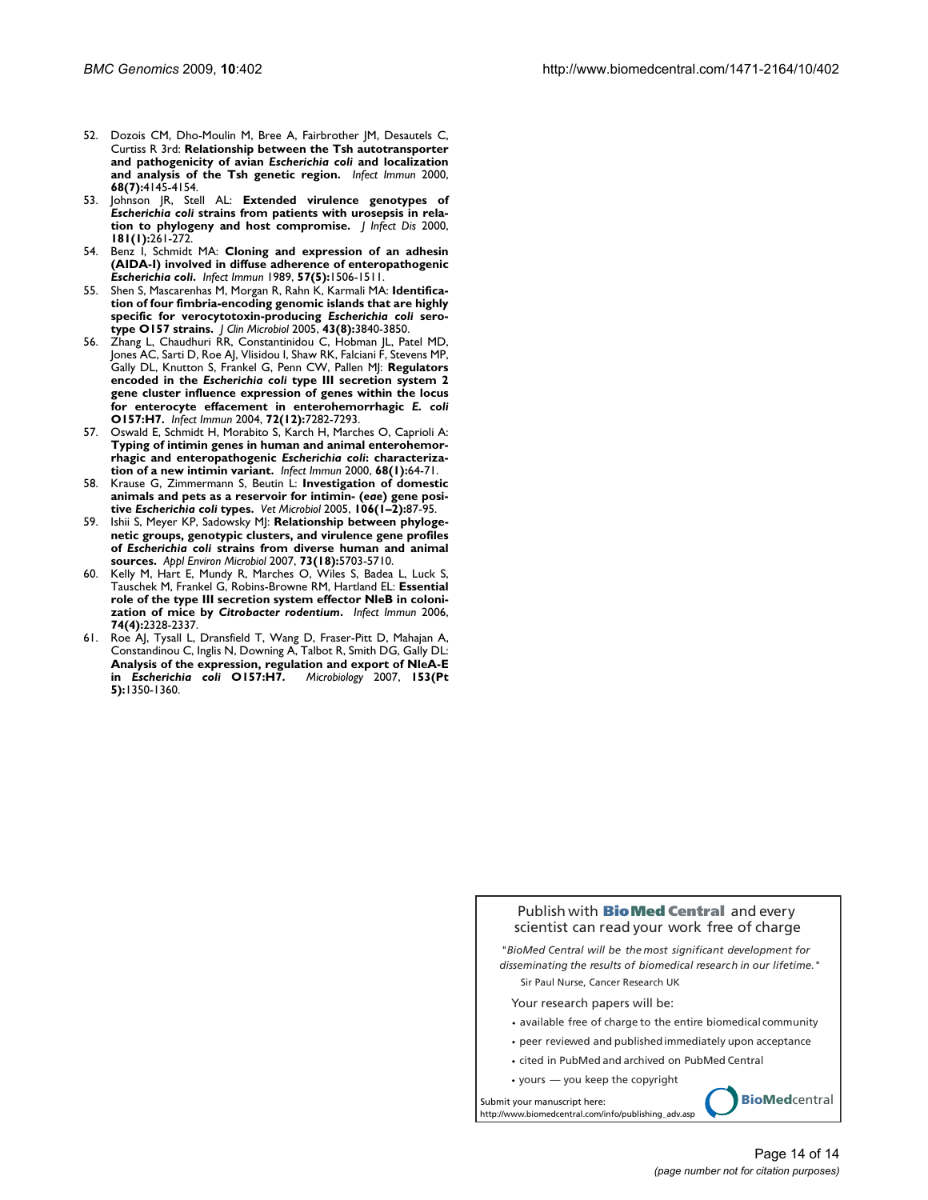52. Dozois CM, Dho-Moulin M, Bree A, Fairbrother JM, Desautels C, Curtiss R 3rd: **Relationship between the Tsh autotransporter and pathogenicity of avian *Escherichia coli* and localization and analysis of the Tsh genetic region.** *Infect Immun* 2000, **68(7):**4145-4154.
53. Johnson JR, Stell AL: **Extended virulence genotypes of *Escherichia coli* strains from patients with urosepsis in relation to phylogeny and host compromise.** *J Infect Dis* 2000, **181(1):**261-272.
54. Benz I, Schmidt MA: **Cloning and expression of an adhesin (AIDA-I) involved in diffuse adherence of enteropathogenic *Escherichia coli*.** *Infect Immun* 1989, **57(5):**1506-1511.
55. Shen S, Mascarenhas M, Morgan R, Rahn K, Karmali MA: **Identification of four fimbria-encoding genomic islands that are highly specific for verocytotoxin-producing *Escherichia coli* serotype O157 strains.** *J Clin Microbiol* 2005, **43(8):**3840-3850.
56. Zhang L, Chaudhuri RR, Constantinidou C, Hobman JL, Patel MD, Jones AC, Sarti D, Roe AJ, Vlisidou I, Shaw RK, Falciani F, Stevens MP, Gally DL, Knutton S, Frankel G, Penn CW, Pallen MJ: **Regulators encoded in the *Escherichia coli* type III secretion system 2 gene cluster influence expression of genes within the locus for enterocyte effacement in enterohemorrhagic *E. coli* O157:H7.** *Infect Immun* 2004, **72(12):**7282-7293.
57. Oswald E, Schmidt H, Morabito S, Karch H, Marches O, Caprioli A: **Typing of intimin genes in human and animal enterohemorrhagic and enteropathogenic *Escherichia coli*: characterization of a new intimin variant.** *Infect Immun* 2000, **68(1):**64-71.
58. Krause G, Zimmermann S, Beutin L: **Investigation of domestic animals and pets as a reservoir for intimin- (*eae*) gene positive *Escherichia coli* types.** *Vet Microbiol* 2005, **106(1–2):**87-95.
59. Ishii S, Meyer KP, Sadowsky MJ: **Relationship between phylogenetic groups, genotypic clusters, and virulence gene profiles of *Escherichia coli* strains from diverse human and animal sources.** *Appl Environ Microbiol* 2007, **73(18):**5703-5710.
60. Kelly M, Hart E, Mundy R, Marches O, Wiles S, Badea L, Luck S, Tauschek M, Frankel G, Robins-Browne RM, Hartland EL: **Essential role of the type III secretion system effector NleB in colonization of mice by *Citrobacter rodentium*.** *Infect Immun* 2006, **74(4):**2328-2337.
61. Roe AJ, Tysall L, Dransfield T, Wang D, Fraser-Pitt D, Mahajan A, Constandinou C, Inglis N, Downing A, Talbot R, Smith DG, Gally DL: **Analysis of the expression, regulation and export of NleA-E in *Escherichia coli* O157:H7.** *Microbiology* 2007, **153(Pt 5):**1350-1360.

Publish with **BioMed Central** and every scientist can read your work free of charge

*"BioMed Central will be the most significant development for disseminating the results of biomedical research in our lifetime."*

Sir Paul Nurse, Cancer Research UK

Your research papers will be:

- available free of charge to the entire biomedical community
- peer reviewed and published immediately upon acceptance
- cited in PubMed and archived on PubMed Central
- yours — you keep the copyright

Submit your manuscript here:
http://www.biomedcentral.com/info/publishing_adv.asp

**BioMed**central